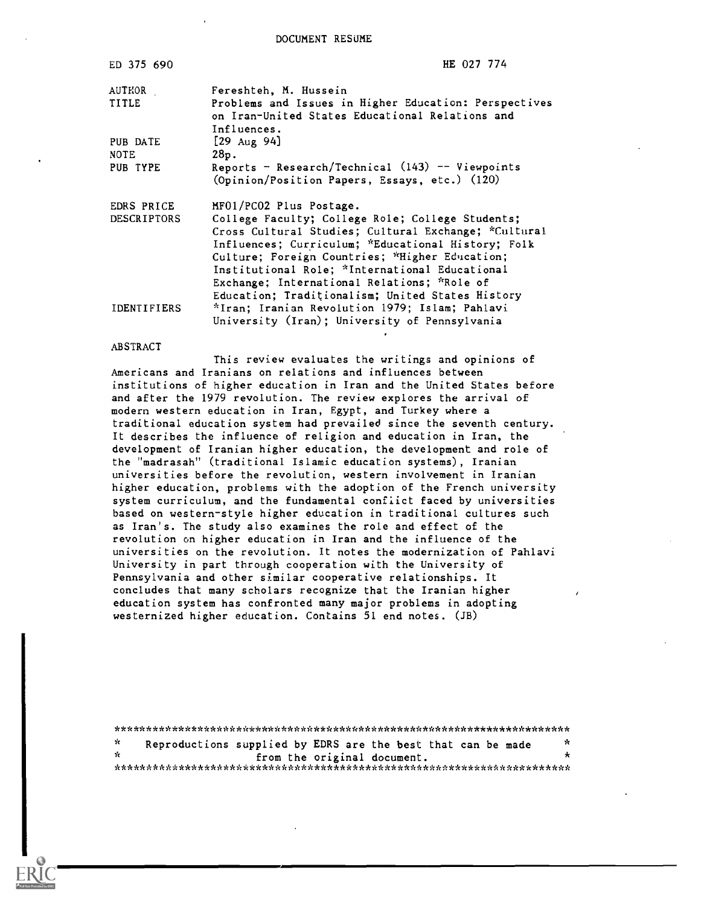DOCUMENT RESUME

| | |
|---|---|
| ED 375 690 | HE 027 774 |
| AUTHOR | Fereshteh, M. Hussein |
| TITLE | Problems and Issues in Higher Education: Perspectives on Iran-United States Educational Relations and Influences. |
| PUB DATE | [29 Aug 94] |
| NOTE | 28p. |
| PUB TYPE | Reports - Research/Technical (143) -- Viewpoints (Opinion/Position Papers, Essays, etc.) (120) |
| EDRS PRICE | MF01/PC02 Plus Postage. |
| DESCRIPTORS | College Faculty; College Role; College Students; Cross Cultural Studies; Cultural Exchange; *Cultural Influences; Curriculum; *Educational History; Folk Culture; Foreign Countries; *Higher Education; Institutional Role; *International Educational Exchange; International Relations; *Role of Education; Traditionalism; United States History |
| IDENTIFIERS | *Iran; Iranian Revolution 1979; Islam; Pahlavi University (Iran); University of Pennsylvania |

ABSTRACT

This review evaluates the writings and opinions of Americans and Iranians on relations and influences between institutions of higher education in Iran and the United States before and after the 1979 revolution. The review explores the arrival of modern western education in Iran, Egypt, and Turkey where a traditional education system had prevailed since the seventh century. It describes the influence of religion and education in Iran, the development of Iranian higher education, the development and role of the "madrasah" (traditional Islamic education systems), Iranian universities before the revolution, western involvement in Iranian higher education, problems with the adoption of the French university system curriculum, and the fundamental conflict faced by universities based on western-style higher education in traditional cultures such as Iran's. The study also examines the role and effect of the revolution on higher education in Iran and the influence of the universities on the revolution. It notes the modernization of Pahlavi University in part through cooperation with the University of Pennsylvania and other similar cooperative relationships. It concludes that many scholars recognize that the Iranian higher education system has confronted many major problems in adopting westernized higher education. Contains 51 end notes. (JB)

***********************************************************************
* Reproductions supplied by EDRS are the best that can be made *
* from the original document. *
***********************************************************************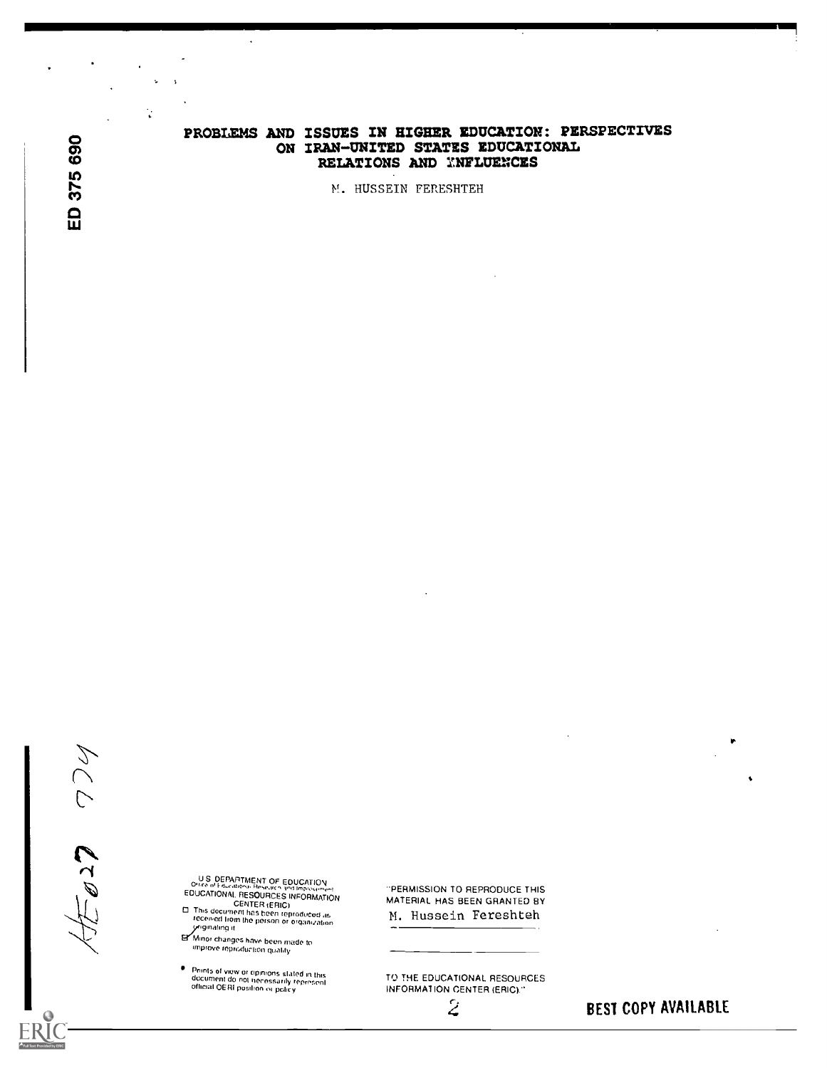# PROBLEMS AND ISSUES IN HIGHER EDUCATION: PERSPECTIVES ON IRAN-UNITED STATES EDUCATIONAL RELATIONS AND INFLUENCES

M. HUSSEIN FERESHTEH

ED 375 690

HE027 774

U.S. DEPARTMENT OF EDUCATION
Office of Educational Research and Improvement
EDUCATIONAL RESOURCES INFORMATION CENTER (ERIC)

- ☐ This document has been reproduced as received from the person or organization originating it
- ☑ Minor changes have been made to improve reproduction quality
- Points of view or opinions stated in this document do not necessarily represent official OERI position or policy

"PERMISSION TO REPRODUCE THIS MATERIAL HAS BEEN GRANTED BY
M. Hussein Fereshteh

TO THE EDUCATIONAL RESOURCES INFORMATION CENTER (ERIC)."

BEST COPY AVAILABLE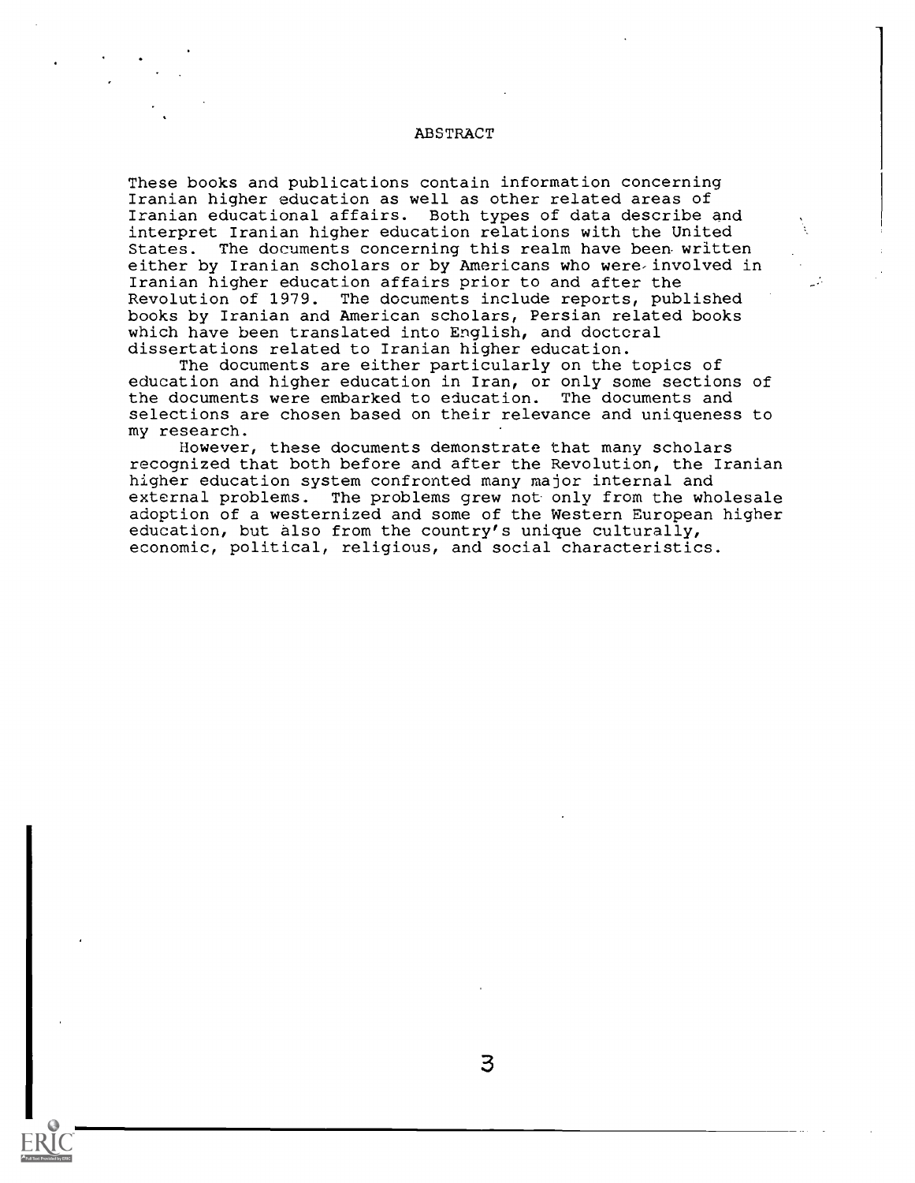# ABSTRACT

These books and publications contain information concerning Iranian higher education as well as other related areas of Iranian educational affairs. Both types of data describe and interpret Iranian higher education relations with the United States. The documents concerning this realm have been written either by Iranian scholars or by Americans who were involved in Iranian higher education affairs prior to and after the Revolution of 1979. The documents include reports, published books by Iranian and American scholars, Persian related books which have been translated into English, and doctoral dissertations related to Iranian higher education.

The documents are either particularly on the topics of education and higher education in Iran, or only some sections of the documents were embarked to education. The documents and selections are chosen based on their relevance and uniqueness to my research.

However, these documents demonstrate that many scholars recognized that both before and after the Revolution, the Iranian higher education system confronted many major internal and external problems. The problems grew not only from the wholesale adoption of a westernized and some of the Western European higher education, but also from the country's unique culturally, economic, political, religious, and social characteristics.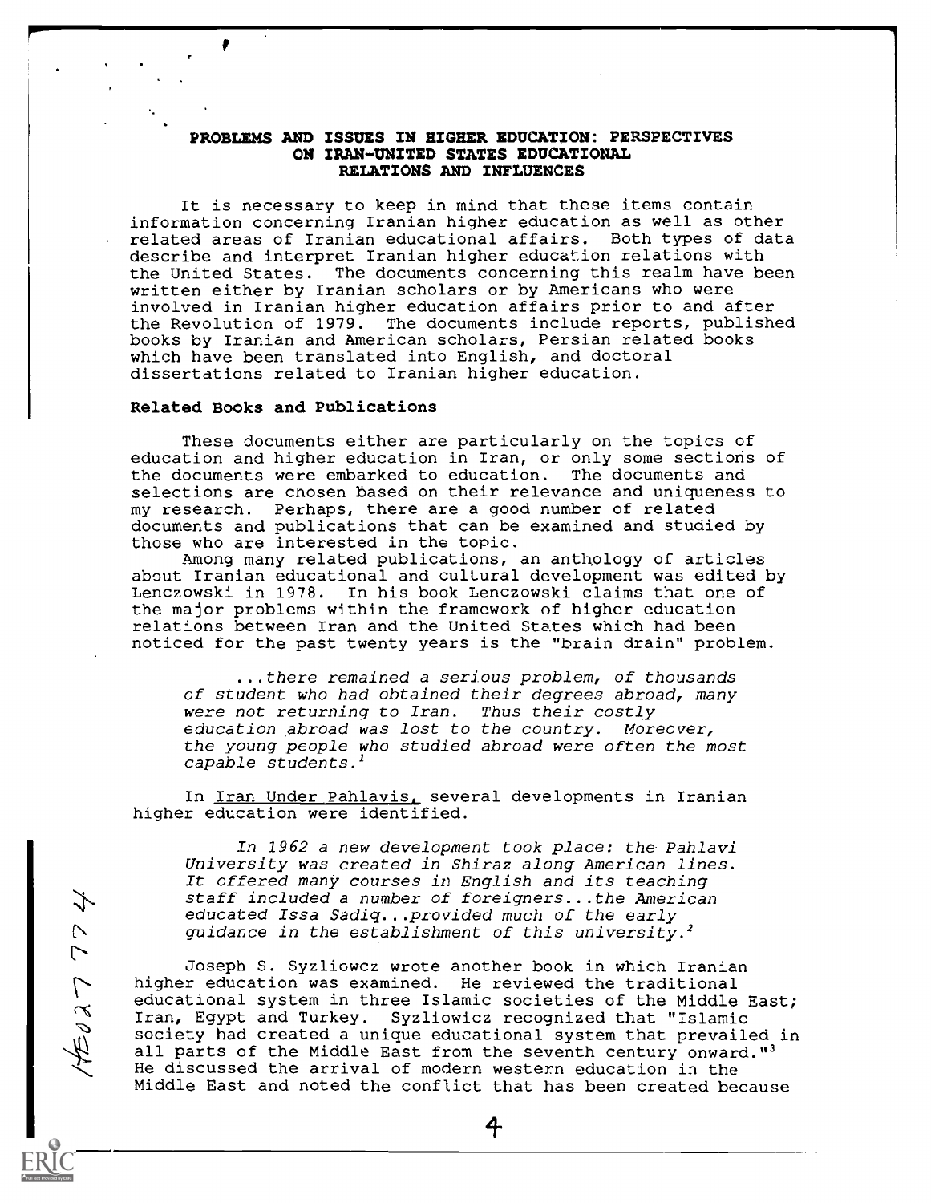# PROBLEMS AND ISSUES IN HIGHER EDUCATION: PERSPECTIVES ON IRAN-UNITED STATES EDUCATIONAL RELATIONS AND INFLUENCES

It is necessary to keep in mind that these items contain information concerning Iranian higher education as well as other related areas of Iranian educational affairs. Both types of data describe and interpret Iranian higher education relations with the United States. The documents concerning this realm have been written either by Iranian scholars or by Americans who were involved in Iranian higher education affairs prior to and after the Revolution of 1979. The documents include reports, published books by Iranian and American scholars, Persian related books which have been translated into English, and doctoral dissertations related to Iranian higher education.

## Related Books and Publications

These documents either are particularly on the topics of education and higher education in Iran, or only some sections of the documents were embarked to education. The documents and selections are chosen based on their relevance and uniqueness to my research. Perhaps, there are a good number of related documents and publications that can be examined and studied by those who are interested in the topic.

Among many related publications, an anthology of articles about Iranian educational and cultural development was edited by Lenczowski in 1978. In his book Lenczowski claims that one of the major problems within the framework of higher education relations between Iran and the United States which had been noticed for the past twenty years is the "brain drain" problem.

> *...there remained a serious problem, of thousands of student who had obtained their degrees abroad, many were not returning to Iran. Thus their costly education abroad was lost to the country. Moreover, the young people who studied abroad were often the most capable students.*[1]

In Iran Under Pahlavis, several developments in Iranian higher education were identified.

> *In 1962 a new development took place: the Pahlavi University was created in Shiraz along American lines. It offered many courses in English and its teaching staff included a number of foreigners...the American educated Issa Sadiq...provided much of the early guidance in the establishment of this university.*[2]

Joseph S. Syzliowcz wrote another book in which Iranian higher education was examined. He reviewed the traditional educational system in three Islamic societies of the Middle East; Iran, Egypt and Turkey. Syzliowicz recognized that "Islamic society had created a unique educational system that prevailed in all parts of the Middle East from the seventh century onward."[3] He discussed the arrival of modern western education in the Middle East and noted the conflict that has been created because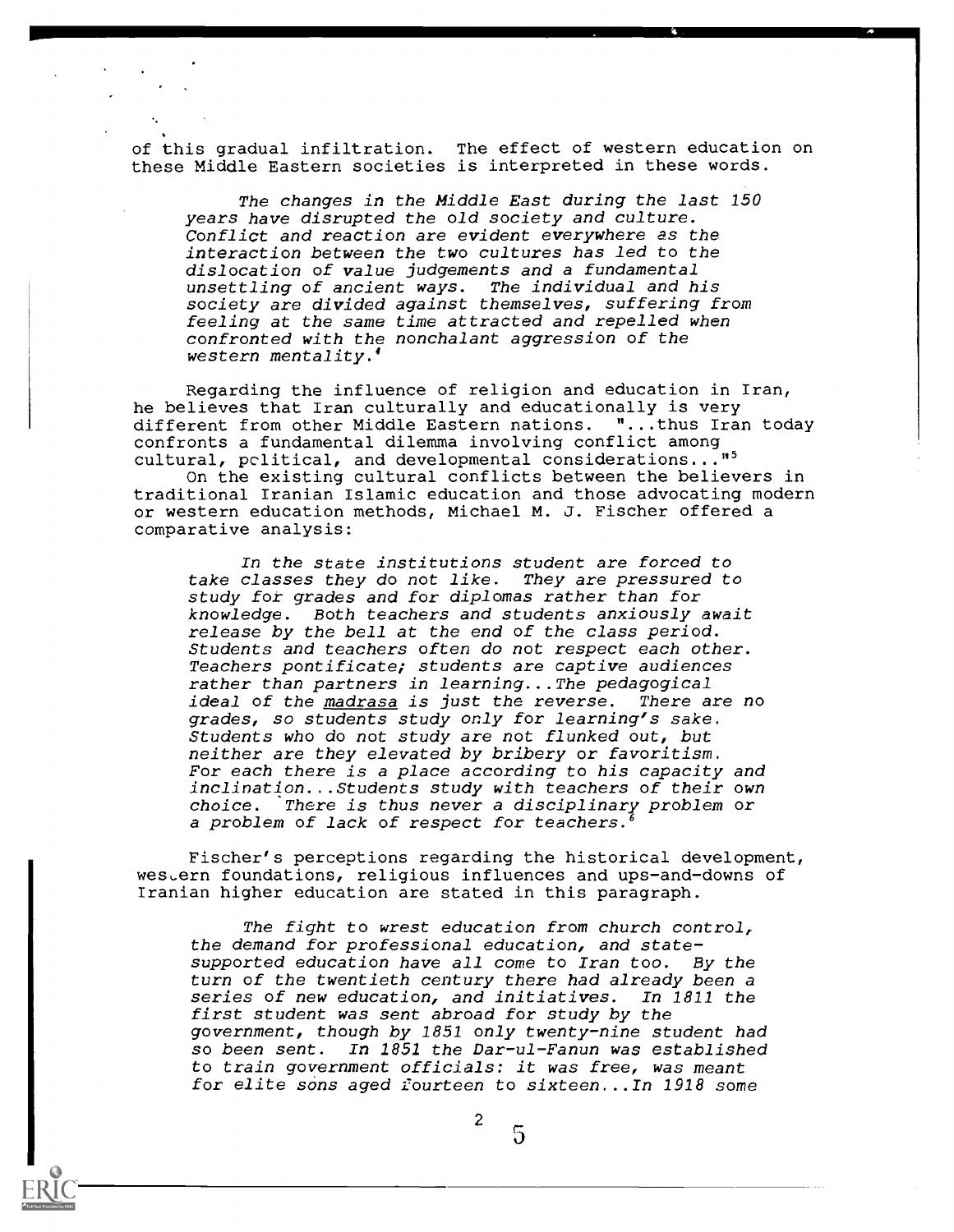of this gradual infiltration. The effect of western education on these Middle Eastern societies is interpreted in these words.

> *The changes in the Middle East during the last 150 years have disrupted the old society and culture. Conflict and reaction are evident everywhere as the interaction between the two cultures has led to the dislocation of value judgements and a fundamental unsettling of ancient ways. The individual and his society are divided against themselves, suffering from feeling at the same time attracted and repelled when confronted with the nonchalant aggression of the western mentality.*[4]

Regarding the influence of religion and education in Iran, he believes that Iran culturally and educationally is very different from other Middle Eastern nations. "...thus Iran today confronts a fundamental dilemma involving conflict among cultural, political, and developmental considerations..."[5]

On the existing cultural conflicts between the believers in traditional Iranian Islamic education and those advocating modern or western education methods, Michael M. J. Fischer offered a comparative analysis:

> *In the state institutions student are forced to take classes they do not like. They are pressured to study for grades and for diplomas rather than for knowledge. Both teachers and students anxiously await release by the bell at the end of the class period. Students and teachers often do not respect each other. Teachers pontificate; students are captive audiences rather than partners in learning...The pedagogical ideal of the madrasa is just the reverse. There are no grades, so students study only for learning's sake. Students who do not study are not flunked out, but neither are they elevated by bribery or favoritism. For each there is a place according to his capacity and inclination...Students study with teachers of their own choice. There is thus never a disciplinary problem or a problem of lack of respect for teachers.*[6]

Fischer's perceptions regarding the historical development, western foundations, religious influences and ups-and-downs of Iranian higher education are stated in this paragraph.

> *The fight to wrest education from church control, the demand for professional education, and state-supported education have all come to Iran too. By the turn of the twentieth century there had already been a series of new education, and initiatives. In 1811 the first student was sent abroad for study by the government, though by 1851 only twenty-nine student had so been sent. In 1851 the Dar-ul-Fanun was established to train government officials: it was free, was meant for elite sons aged fourteen to sixteen...In 1918 some*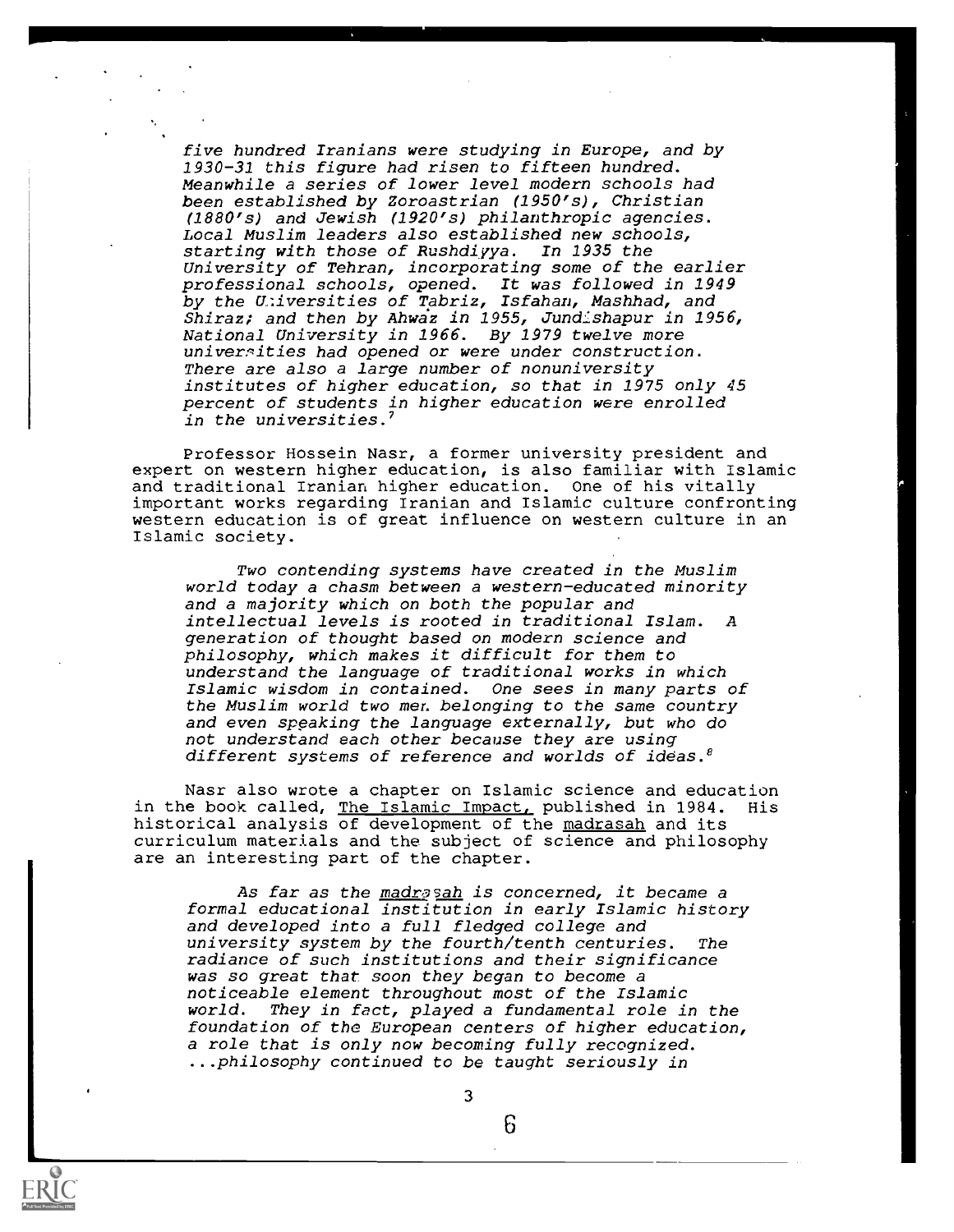*five hundred Iranians were studying in Europe, and by 1930-31 this figure had risen to fifteen hundred. Meanwhile a series of lower level modern schools had been established by Zoroastrian (1950's), Christian (1880's) and Jewish (1920's) philanthropic agencies. Local Muslim leaders also established new schools, starting with those of Rushdiyya. In 1935 the University of Tehran, incorporating some of the earlier professional schools, opened. It was followed in 1949 by the Universities of Tabriz, Isfahan, Mashhad, and Shiraz; and then by Ahwaz in 1955, Jundishapur in 1956, National University in 1966. By 1979 twelve more universities had opened or were under construction. There are also a large number of nonuniversity institutes of higher education, so that in 1975 only 45 percent of students in higher education were enrolled in the universities.*[7]

Professor Hossein Nasr, a former university president and expert on western higher education, is also familiar with Islamic and traditional Iranian higher education. One of his vitally important works regarding Iranian and Islamic culture confronting western education is of great influence on western culture in an Islamic society.

> *Two contending systems have created in the Muslim world today a chasm between a western-educated minority and a majority which on both the popular and intellectual levels is rooted in traditional Islam. A generation of thought based on modern science and philosophy, which makes it difficult for them to understand the language of traditional works in which Islamic wisdom in contained. One sees in many parts of the Muslim world two men belonging to the same country and even speaking the language externally, but who do not understand each other because they are using different systems of reference and worlds of ideas.*[8]

Nasr also wrote a chapter on Islamic science and education in the book called, The Islamic Impact, published in 1984. His historical analysis of development of the madrasah and its curriculum materials and the subject of science and philosophy are an interesting part of the chapter.

> *As far as the madrasah is concerned, it became a formal educational institution in early Islamic history and developed into a full fledged college and university system by the fourth/tenth centuries. The radiance of such institutions and their significance was so great that soon they began to become a noticeable element throughout most of the Islamic world. They in fact, played a fundamental role in the foundation of the European centers of higher education, a role that is only now becoming fully recognized. ...philosophy continued to be taught seriously in*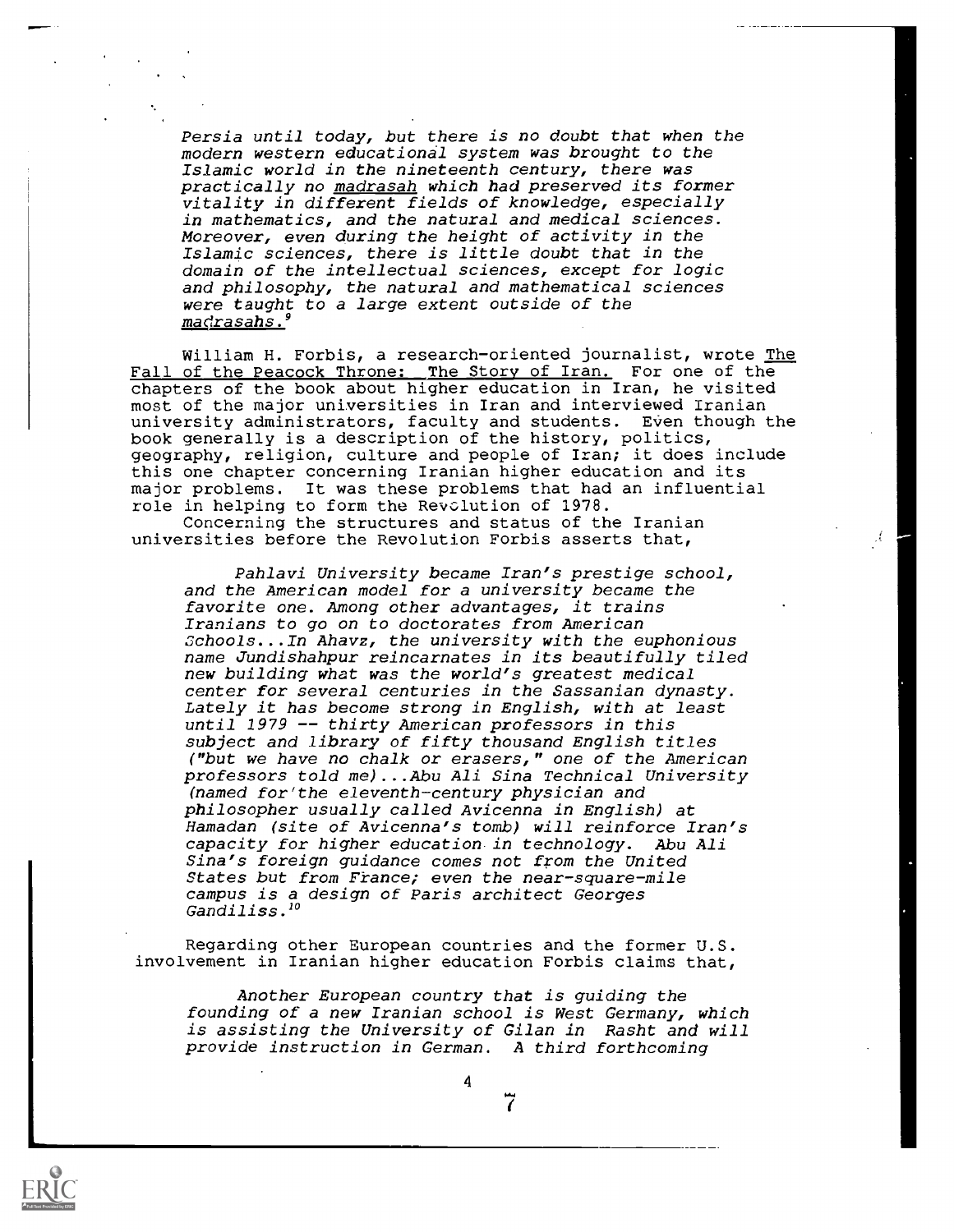> *Persia until today, but there is no doubt that when the modern western educational system was brought to the Islamic world in the nineteenth century, there was practically no madrasah which had preserved its former vitality in different fields of knowledge, especially in mathematics, and the natural and medical sciences. Moreover, even during the height of activity in the Islamic sciences, there is little doubt that in the domain of the intellectual sciences, except for logic and philosophy, the natural and mathematical sciences were taught to a large extent outside of the madrasahs.*[9]

William H. Forbis, a research-oriented journalist, wrote The Fall of the Peacock Throne: The Story of Iran. For one of the chapters of the book about higher education in Iran, he visited most of the major universities in Iran and interviewed Iranian university administrators, faculty and students. Even though the book generally is a description of the history, politics, geography, religion, culture and people of Iran; it does include this one chapter concerning Iranian higher education and its major problems. It was these problems that had an influential role in helping to form the Revolution of 1978.

Concerning the structures and status of the Iranian universities before the Revolution Forbis asserts that,

> *Pahlavi University became Iran's prestige school, and the American model for a university became the favorite one. Among other advantages, it trains Iranians to go on to doctorates from American Schools...In Ahavz, the university with the euphonious name Jundishahpur reincarnates in its beautifully tiled new building what was the world's greatest medical center for several centuries in the Sassanian dynasty. Lately it has become strong in English, with at least until 1979 -- thirty American professors in this subject and library of fifty thousand English titles ("but we have no chalk or erasers," one of the American professors told me)...Abu Ali Sina Technical University (named for the eleventh-century physician and philosopher usually called Avicenna in English) at Hamadan (site of Avicenna's tomb) will reinforce Iran's capacity for higher education in technology. Abu Ali Sina's foreign guidance comes not from the United States but from France; even the near-square-mile campus is a design of Paris architect Georges Gandiliss.*[10]

Regarding other European countries and the former U.S. involvement in Iranian higher education Forbis claims that,

> *Another European country that is guiding the founding of a new Iranian school is West Germany, which is assisting the University of Gilan in Rasht and will provide instruction in German. A third forthcoming*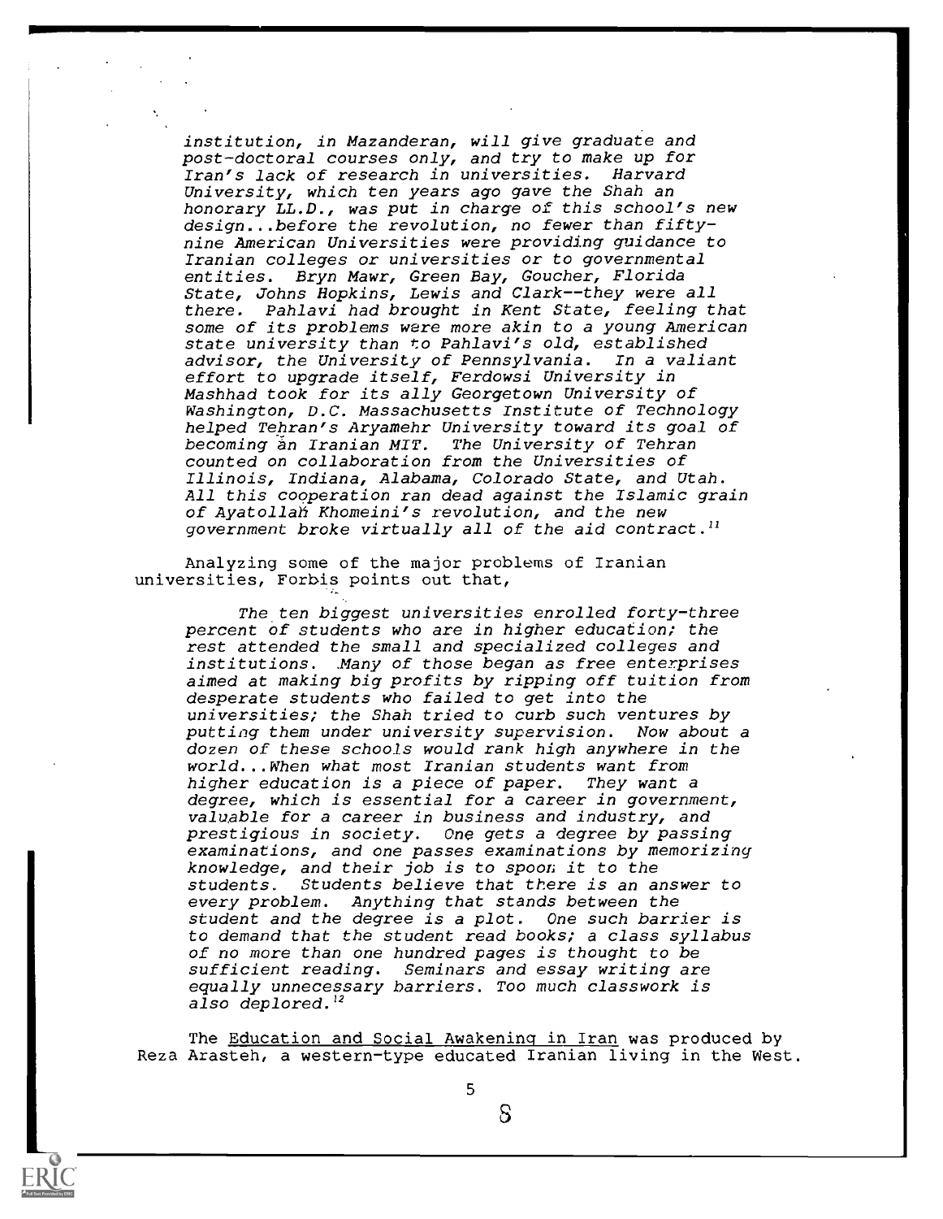*institution, in Mazanderan, will give graduate and post-doctoral courses only, and try to make up for Iran's lack of research in universities. Harvard University, which ten years ago gave the Shah an honorary LL.D., was put in charge of this school's new design...before the revolution, no fewer than fifty-nine American Universities were providing guidance to Iranian colleges or universities or to governmental entities. Bryn Mawr, Green Bay, Goucher, Florida State, Johns Hopkins, Lewis and Clark--they were all there. Pahlavi had brought in Kent State, feeling that some of its problems were more akin to a young American state university than to Pahlavi's old, established advisor, the University of Pennsylvania. In a valiant effort to upgrade itself, Ferdowsi University in Mashhad took for its ally Georgetown University of Washington, D.C. Massachusetts Institute of Technology helped Tehran's Aryamehr University toward its goal of becoming an Iranian MIT. The University of Tehran counted on collaboration from the Universities of Illinois, Indiana, Alabama, Colorado State, and Utah. All this cooperation ran dead against the Islamic grain of Ayatollah Khomeini's revolution, and the new government broke virtually all of the aid contract.*[11]

Analyzing some of the major problems of Iranian universities, Forbis points out that,

> *The ten biggest universities enrolled forty-three percent of students who are in higher education; the rest attended the small and specialized colleges and institutions. Many of those began as free enterprises aimed at making big profits by ripping off tuition from desperate students who failed to get into the universities; the Shah tried to curb such ventures by putting them under university supervision. Now about a dozen of these schools would rank high anywhere in the world...When what most Iranian students want from higher education is a piece of paper. They want a degree, which is essential for a career in government, valuable for a career in business and industry, and prestigious in society. One gets a degree by passing examinations, and one passes examinations by memorizing knowledge, and their job is to spoon it to the students. Students believe that there is an answer to every problem. Anything that stands between the student and the degree is a plot. One such barrier is to demand that the student read books; a class syllabus of no more than one hundred pages is thought to be sufficient reading. Seminars and essay writing are equally unnecessary barriers. Too much classwork is also deplored.*[12]

The Education and Social Awakening in Iran was produced by Reza Arasteh, a western-type educated Iranian living in the West.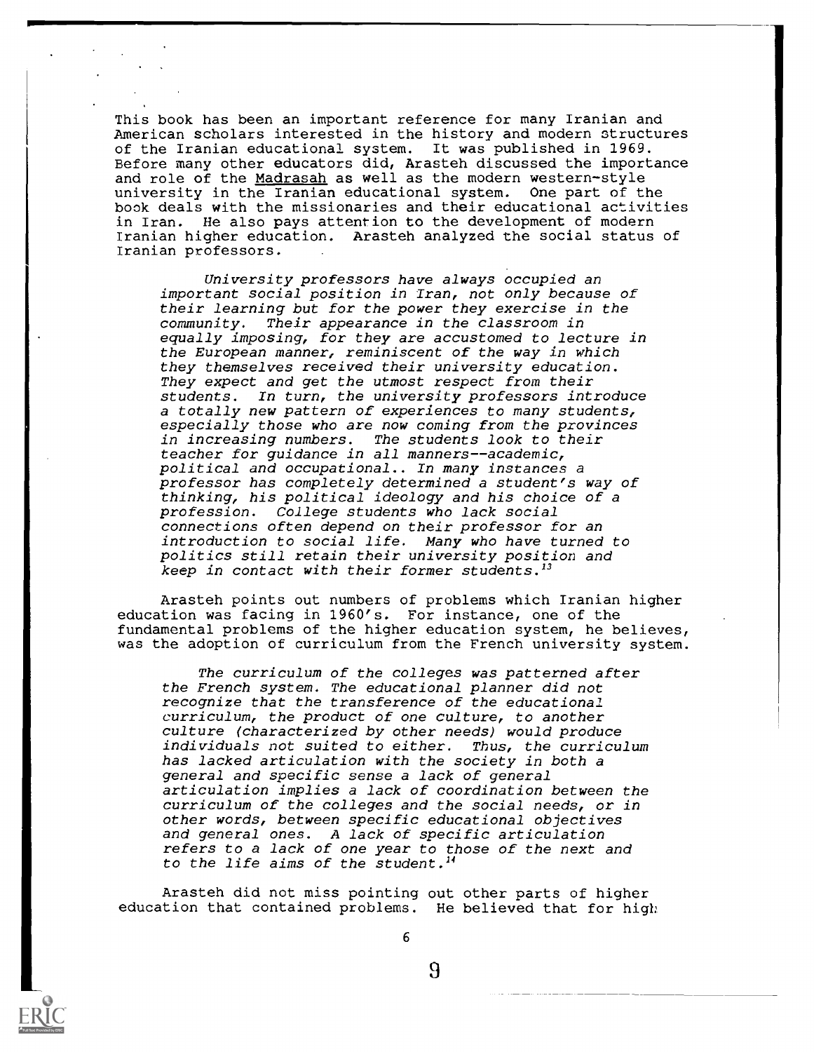This book has been an important reference for many Iranian and American scholars interested in the history and modern structures of the Iranian educational system. It was published in 1969. Before many other educators did, Arasteh discussed the importance and role of the Madrasah as well as the modern western-style university in the Iranian educational system. One part of the book deals with the missionaries and their educational activities in Iran. He also pays attention to the development of modern Iranian higher education. Arasteh analyzed the social status of Iranian professors.

> *University professors have always occupied an important social position in Iran, not only because of their learning but for the power they exercise in the community. Their appearance in the classroom in equally imposing, for they are accustomed to lecture in the European manner, reminiscent of the way in which they themselves received their university education. They expect and get the utmost respect from their students. In turn, the university professors introduce a totally new pattern of experiences to many students, especially those who are now coming from the provinces in increasing numbers. The students look to their teacher for guidance in all manners--academic, political and occupational.. In many instances a professor has completely determined a student's way of thinking, his political ideology and his choice of a profession. College students who lack social connections often depend on their professor for an introduction to social life. Many who have turned to politics still retain their university position and keep in contact with their former students.*[13]

Arasteh points out numbers of problems which Iranian higher education was facing in 1960's. For instance, one of the fundamental problems of the higher education system, he believes, was the adoption of curriculum from the French university system.

> *The curriculum of the colleges was patterned after the French system. The educational planner did not recognize that the transference of the educational curriculum, the product of one culture, to another culture (characterized by other needs) would produce individuals not suited to either. Thus, the curriculum has lacked articulation with the society in both a general and specific sense a lack of general articulation implies a lack of coordination between the curriculum of the colleges and the social needs, or in other words, between specific educational objectives and general ones. A lack of specific articulation refers to a lack of one year to those of the next and to the life aims of the student.*[14]

Arasteh did not miss pointing out other parts of higher education that contained problems. He believed that for high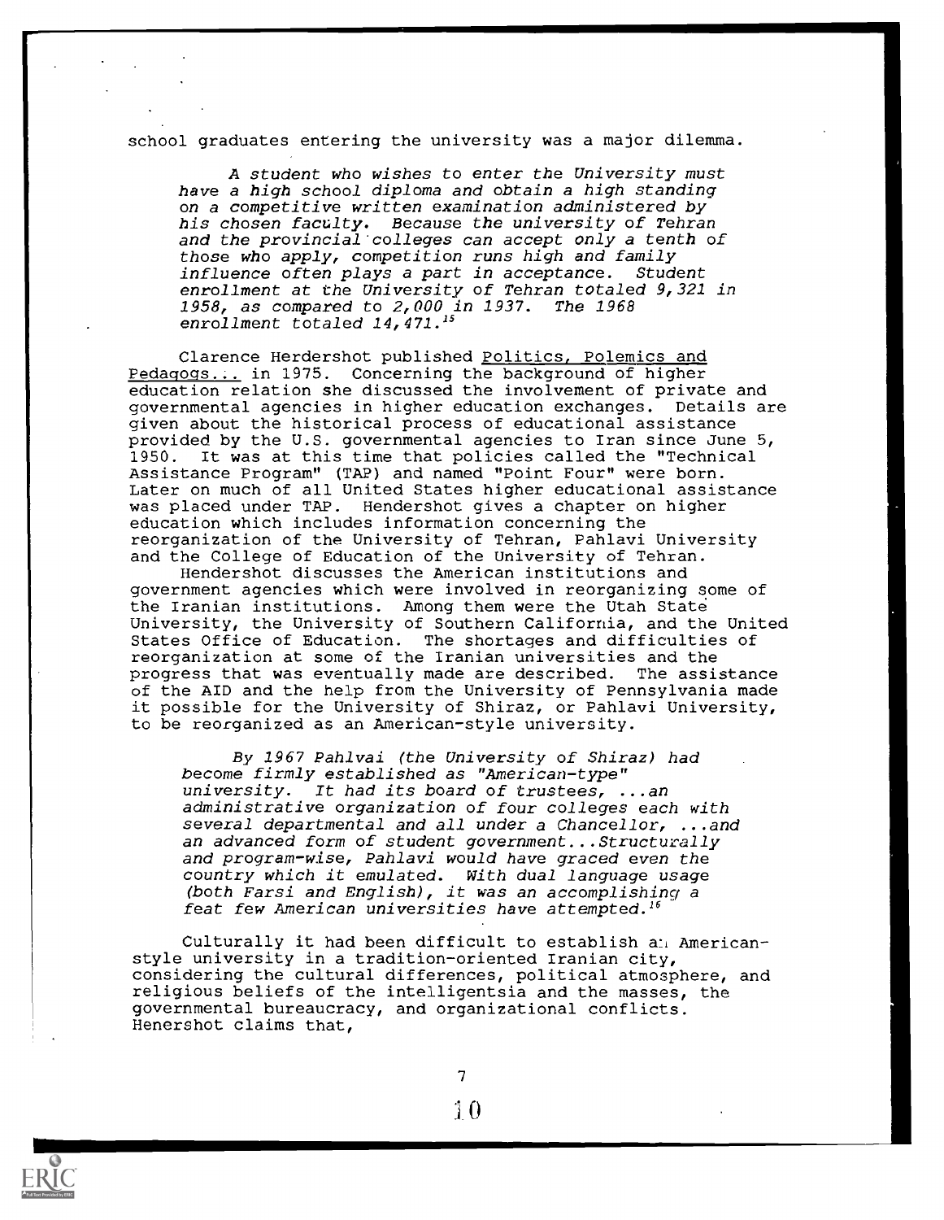school graduates entering the university was a major dilemma.

> *A student who wishes to enter the University must have a high school diploma and obtain a high standing on a competitive written examination administered by his chosen faculty. Because the university of Tehran and the provincial colleges can accept only a tenth of those who apply, competition runs high and family influence often plays a part in acceptance. Student enrollment at the University of Tehran totaled 9,321 in 1958, as compared to 2,000 in 1937. The 1968 enrollment totaled 14,471.*[15]

Clarence Herdershot published Politics, Polemics and Pedagogs... in 1975. Concerning the background of higher education relation she discussed the involvement of private and governmental agencies in higher education exchanges. Details are given about the historical process of educational assistance provided by the U.S. governmental agencies to Iran since June 5, 1950. It was at this time that policies called the "Technical Assistance Program" (TAP) and named "Point Four" were born. Later on much of all United States higher educational assistance was placed under TAP. Hendershot gives a chapter on higher education which includes information concerning the reorganization of the University of Tehran, Pahlavi University and the College of Education of the University of Tehran.

Hendershot discusses the American institutions and government agencies which were involved in reorganizing some of the Iranian institutions. Among them were the Utah State University, the University of Southern California, and the United States Office of Education. The shortages and difficulties of reorganization at some of the Iranian universities and the progress that was eventually made are described. The assistance of the AID and the help from the University of Pennsylvania made it possible for the University of Shiraz, or Pahlavi University, to be reorganized as an American-style university.

> *By 1967 Pahlvai (the University of Shiraz) had become firmly established as "American-type" university. It had its board of trustees, ...an administrative organization of four colleges each with several departmental and all under a Chancellor, ...and an advanced form of student government...Structurally and program-wise, Pahlavi would have graced even the country which it emulated. With dual language usage (both Farsi and English), it was an accomplishing a feat few American universities have attempted.*[16]

Culturally it had been difficult to establish an American-style university in a tradition-oriented Iranian city, considering the cultural differences, political atmosphere, and religious beliefs of the intelligentsia and the masses, the governmental bureaucracy, and organizational conflicts. Henershot claims that,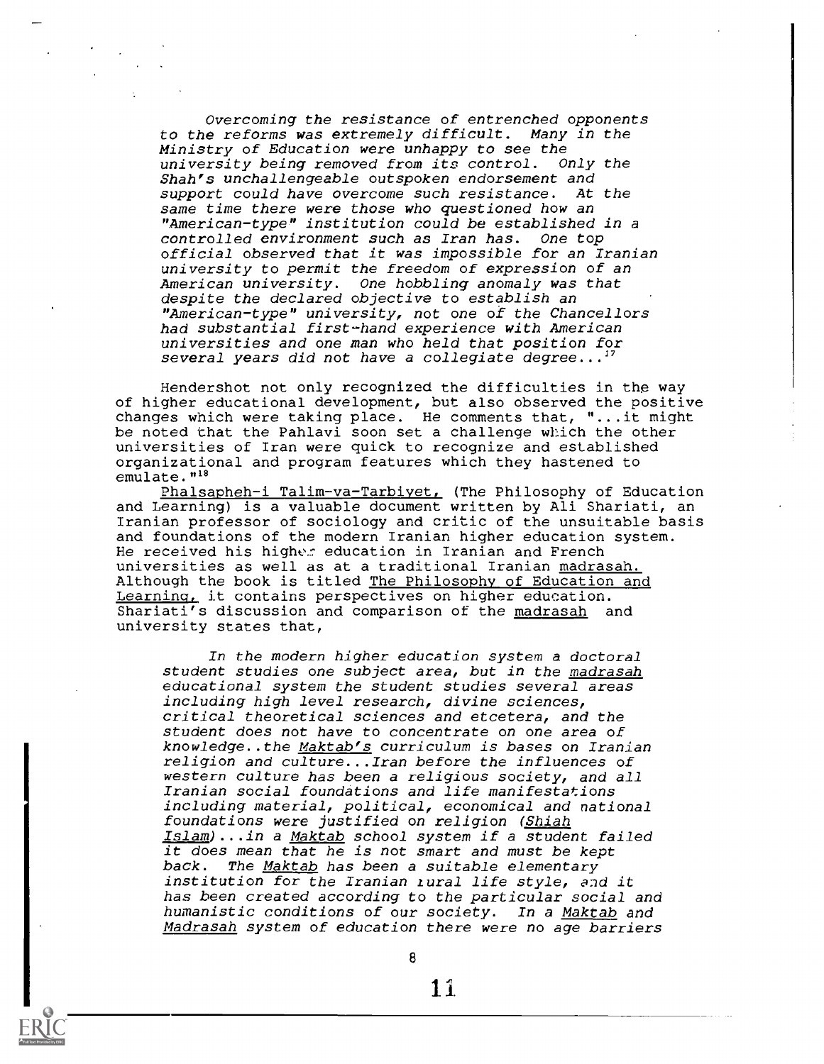> *Overcoming the resistance of entrenched opponents to the reforms was extremely difficult. Many in the Ministry of Education were unhappy to see the university being removed from its control. Only the Shah's unchallengeable outspoken endorsement and support could have overcome such resistance. At the same time there were those who questioned how an "American-type" institution could be established in a controlled environment such as Iran has. One top official observed that it was impossible for an Iranian university to permit the freedom of expression of an American university. One hobbling anomaly was that despite the declared objective to establish an "American-type" university, not one of the Chancellors had substantial first-hand experience with American universities and one man who held that position for several years did not have a collegiate degree...*[17]

Hendershot not only recognized the difficulties in the way of higher educational development, but also observed the positive changes which were taking place. He comments that, "...it might be noted that the Pahlavi soon set a challenge which the other universities of Iran were quick to recognize and established organizational and program features which they hastened to emulate."[18]

Phalsapheh-i Talim-va-Tarbiyet, (The Philosophy of Education and Learning) is a valuable document written by Ali Shariati, an Iranian professor of sociology and critic of the unsuitable basis and foundations of the modern Iranian higher education system. He received his higher education in Iranian and French universities as well as at a traditional Iranian madrasah. Although the book is titled The Philosophy of Education and Learning, it contains perspectives on higher education. Shariati's discussion and comparison of the madrasah and university states that,

> *In the modern higher education system a doctoral student studies one subject area, but in the madrasah educational system the student studies several areas including high level research, divine sciences, critical theoretical sciences and etcetera, and the student does not have to concentrate on one area of knowledge..the Maktab's curriculum is bases on Iranian religion and culture...Iran before the influences of western culture has been a religious society, and all Iranian social foundations and life manifestations including material, political, economical and national foundations were justified on religion (Shiah Islam)...in a Maktab school system if a student failed it does mean that he is not smart and must be kept back. The Maktab has been a suitable elementary institution for the Iranian rural life style, and it has been created according to the particular social and humanistic conditions of our society. In a Maktab and Madrasah system of education there were no age barriers*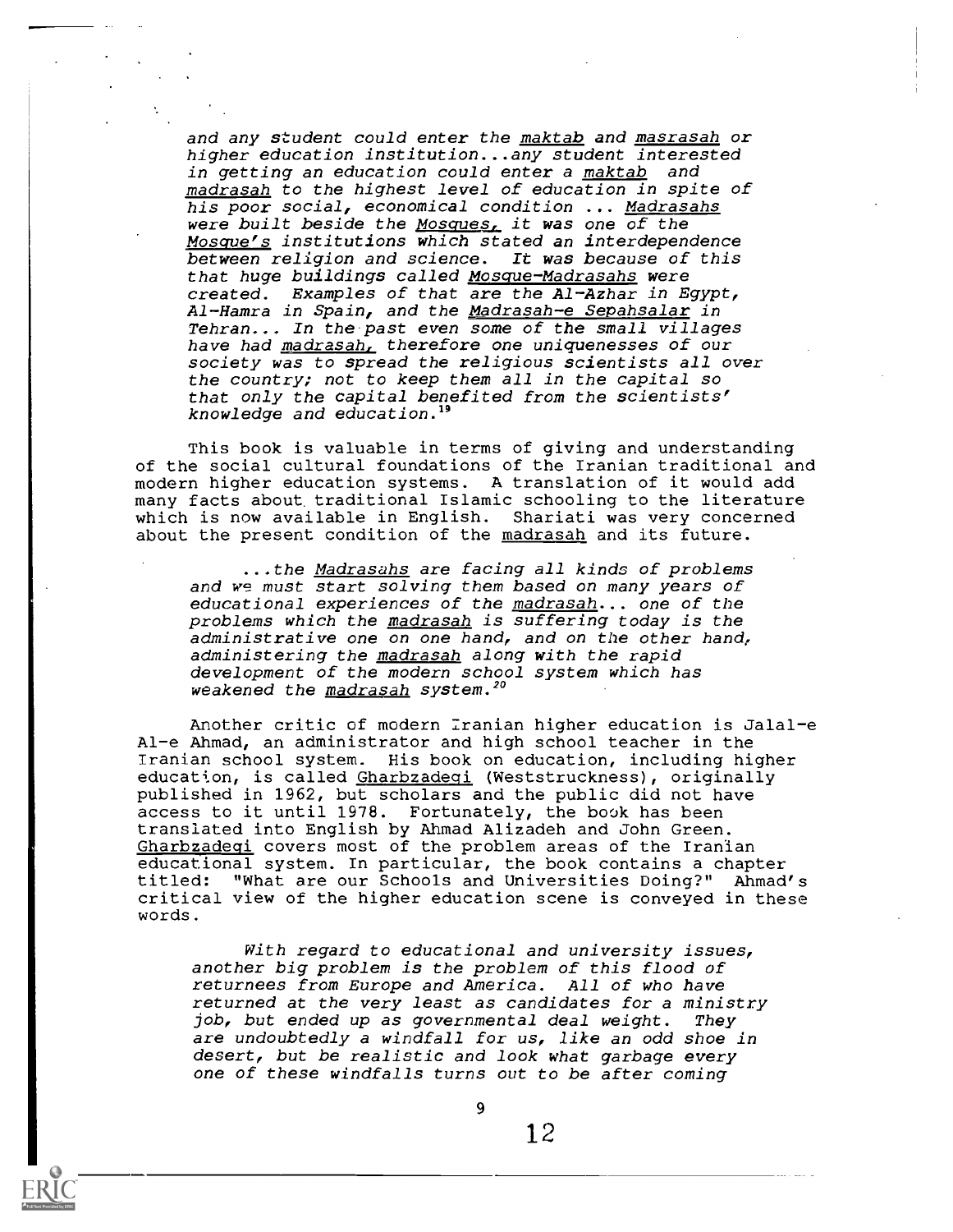> *and any student could enter the* maktab *and* masrasah *or higher education institution...any student interested in getting an education could enter a* maktab *and* madrasah *to the highest level of education in spite of his poor social, economical condition ...* Madrasahs *were built beside the* Mosques, *it was one of the* Mosque's *institutions which stated an interdependence between religion and science. It was because of this that huge buildings called* Mosque-Madrasahs *were created. Examples of that are the Al-Azhar in Egypt, Al-Hamra in Spain, and the* Madrasah-e Sepahsalar *in Tehran... In the past even some of the small villages have had* madrasah, *therefore one uniquenesses of our society was to spread the religious scientists all over the country; not to keep them all in the capital so that only the capital benefited from the scientists' knowledge and education.*[19]

This book is valuable in terms of giving and understanding of the social cultural foundations of the Iranian traditional and modern higher education systems. A translation of it would add many facts about traditional Islamic schooling to the literature which is now available in English. Shariati was very concerned about the present condition of the madrasah and its future.

> *...the* Madrasahs *are facing all kinds of problems and we must start solving them based on many years of educational experiences of the* madrasah*... one of the problems which the* madrasah *is suffering today is the administrative one on one hand, and on the other hand, administering the* madrasah *along with the rapid development of the modern school system which has weakened the* madrasah *system.*[20]

Another critic of modern Iranian higher education is Jalal-e Al-e Ahmad, an administrator and high school teacher in the Iranian school system. His book on education, including higher education, is called Gharbzadegi (Weststruckness), originally published in 1962, but scholars and the public did not have access to it until 1978. Fortunately, the book has been translated into English by Ahmad Alizadeh and John Green. Gharbzadegi covers most of the problem areas of the Iranian educational system. In particular, the book contains a chapter titled: "What are our Schools and Universities Doing?" Ahmad's critical view of the higher education scene is conveyed in these words.

> *With regard to educational and university issues, another big problem is the problem of this flood of returnees from Europe and America. All of who have returned at the very least as candidates for a ministry job, but ended up as governmental deal weight. They are undoubtedly a windfall for us, like an odd shoe in desert, but be realistic and look what garbage every one of these windfalls turns out to be after coming*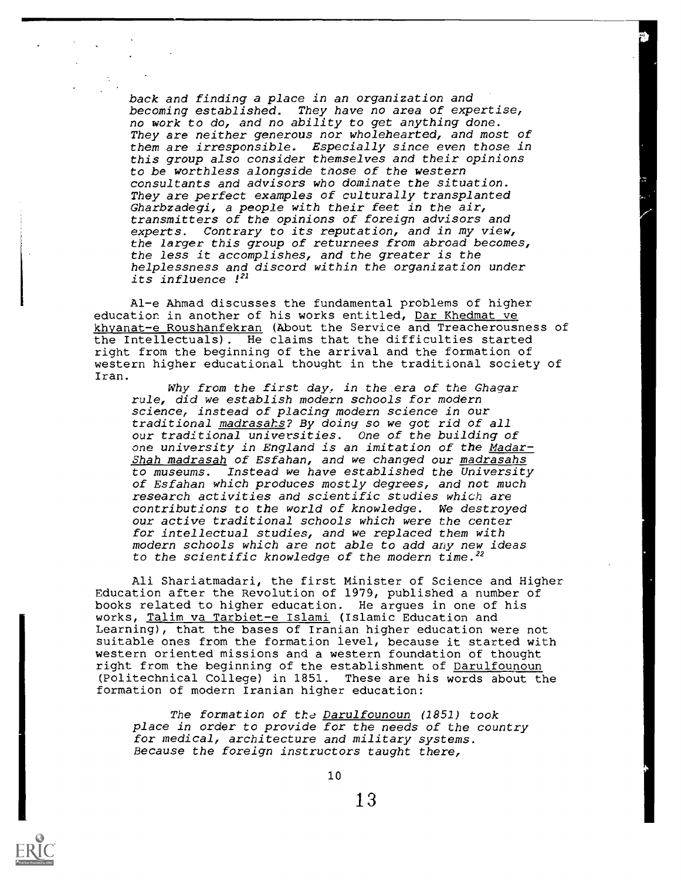*back and finding a place in an organization and becoming established. They have no area of expertise, no work to do, and no ability to get anything done. They are neither generous nor wholehearted, and most of them are irresponsible. Especially since even those in this group also consider themselves and their opinions to be worthless alongside those of the western consultants and advisors who dominate the situation. They are perfect examples of culturally transplanted Gharbzadegi, a people with their feet in the air, transmitters of the opinions of foreign advisors and experts. Contrary to its reputation, and in my view, the larger this group of returnees from abroad becomes, the less it accomplishes, and the greater is the helplessness and discord within the organization under its influence !*[21]

Al-e Ahmad discusses the fundamental problems of higher education in another of his works entitled, Dar Khedmat ve khyanat-e Roushanfekran (About the Service and Treacherousness of the Intellectuals). He claims that the difficulties started right from the beginning of the arrival and the formation of western higher educational thought in the traditional society of Iran.

> *Why from the first day, in the era of the Ghagar rule, did we establish modern schools for modern science, instead of placing modern science in our traditional madrasahs? By doing so we got rid of all our traditional universities. One of the building of one university in England is an imitation of the Madar-Shah madrasah of Esfahan, and we changed our madrasahs to museums. Instead we have established the University of Esfahan which produces mostly degrees, and not much research activities and scientific studies which are contributions to the world of knowledge. We destroyed our active traditional schools which were the center for intellectual studies, and we replaced them with modern schools which are not able to add any new ideas to the scientific knowledge of the modern time.*[22]

Ali Shariatmadari, the first Minister of Science and Higher Education after the Revolution of 1979, published a number of books related to higher education. He argues in one of his works, Talim va Tarbiet-e Islami (Islamic Education and Learning), that the bases of Iranian higher education were not suitable ones from the formation level, because it started with western oriented missions and a western foundation of thought right from the beginning of the establishment of Darulfounoun (Politechnical College) in 1851. These are his words about the formation of modern Iranian higher education:

> *The formation of the Darulfounoun (1851) took place in order to provide for the needs of the country for medical, architecture and military systems. Because the foreign instructors taught there,*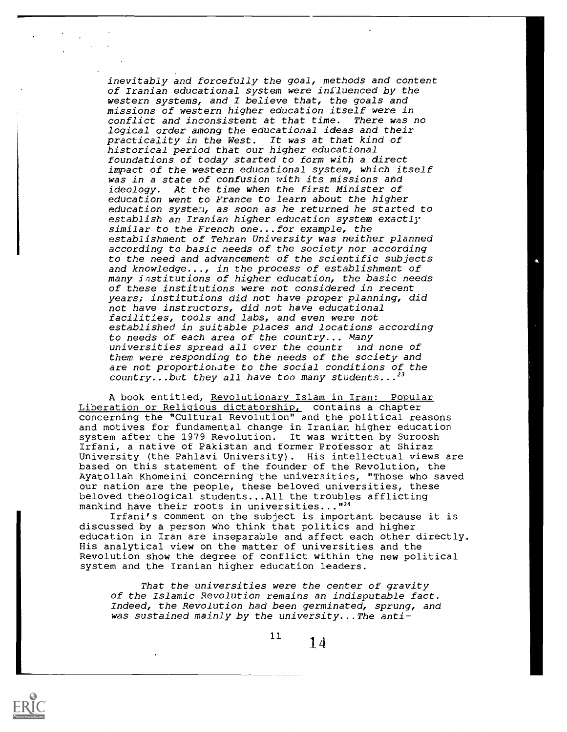*inevitably and forcefully the goal, methods and content of Iranian educational system were influenced by the western systems, and I believe that, the goals and missions of western higher education itself were in conflict and inconsistent at that time. There was no logical order among the educational ideas and their practicality in the West. It was at that kind of historical period that our higher educational foundations of today started to form with a direct impact of the western educational system, which itself was in a state of confusion with its missions and ideology. At the time when the first Minister of education went to France to learn about the higher education system, as soon as he returned he started to establish an Iranian higher education system exactly similar to the French one...for example, the establishment of Tehran University was neither planned according to basic needs of the society nor according to the need and advancement of the scientific subjects and knowledge..., in the process of establishment of many institutions of higher education, the basic needs of these institutions were not considered in recent years; institutions did not have proper planning, did not have instructors, did not have educational facilities, tools and labs, and even were not established in suitable places and locations according to needs of each area of the country... Many universities spread all over the countr and none of them were responding to the needs of the society and are not proportionate to the social conditions of the country...but they all have too many students...*[23]

A book entitled, Revolutionary Islam in Iran: Popular Liberation or Religious dictatorship, contains a chapter concerning the "Cultural Revolution" and the political reasons and motives for fundamental change in Iranian higher education system after the 1979 Revolution. It was written by Suroosh Irfani, a native of Pakistan and former Professor at Shiraz University (the Pahlavi University). His intellectual views are based on this statement of the founder of the Revolution, the Ayatollah Khomeini concerning the universities, "Those who saved our nation are the people, these beloved universities, these beloved theological students...All the troubles afflicting mankind have their roots in universities..."[24]

Irfani's comment on the subject is important because it is discussed by a person who think that politics and higher education in Iran are inseparable and affect each other directly. His analytical view on the matter of universities and the Revolution show the degree of conflict within the new political system and the Iranian higher education leaders.

*That the universities were the center of gravity of the Islamic Revolution remains an indisputable fact. Indeed, the Revolution had been germinated, sprung, and was sustained mainly by the university...The anti-*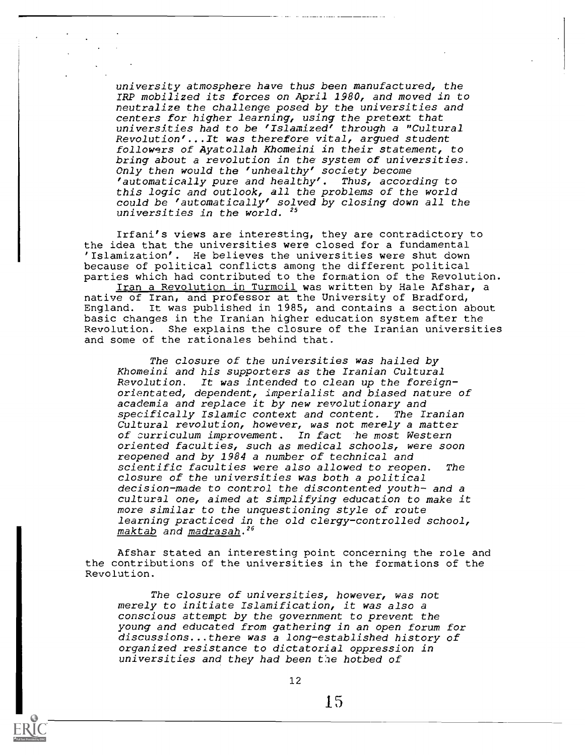> *university atmosphere have thus been manufactured, the IRP mobilized its forces on April 1980, and moved in to neutralize the challenge posed by the universities and centers for higher learning, using the pretext that universities had to be 'Islamized' through a "Cultural Revolution'...It was therefore vital, argued student followers of Ayatollah Khomeini in their statement, to bring about a revolution in the system of universities. Only then would the 'unhealthy' society become 'automatically pure and healthy'. Thus, according to this logic and outlook, all the problems of the world could be 'automatically' solved by closing down all the universities in the world.* [25]

Irfani's views are interesting, they are contradictory to the idea that the universities were closed for a fundamental 'Islamization'. He believes the universities were shut down because of political conflicts among the different political parties which had contributed to the formation of the Revolution.

Iran a Revolution in Turmoil was written by Hale Afshar, a native of Iran, and professor at the University of Bradford, England. It was published in 1985, and contains a section about basic changes in the Iranian higher education system after the Revolution. She explains the closure of the Iranian universities and some of the rationales behind that.

> *The closure of the universities was hailed by Khomeini and his supporters as the Iranian Cultural Revolution. It was intended to clean up the foreign-orientated, dependent, imperialist and biased nature of academia and replace it by new revolutionary and specifically Islamic context and content. The Iranian Cultural revolution, however, was not merely a matter of curriculum improvement. In fact the most Western oriented faculties, such as medical schools, were soon reopened and by 1984 a number of technical and scientific faculties were also allowed to reopen. The closure of the universities was both a political decision-made to control the discontented youth- and a cultural one, aimed at simplifying education to make it more similar to the unquestioning style of route learning practiced in the old clergy-controlled school, maktab and madrasah.* [26]

Afshar stated an interesting point concerning the role and the contributions of the universities in the formations of the Revolution.

> *The closure of universities, however, was not merely to initiate Islamification, it was also a conscious attempt by the government to prevent the young and educated from gathering in an open forum for discussions...there was a long-established history of organized resistance to dictatorial oppression in universities and they had been the hotbed of*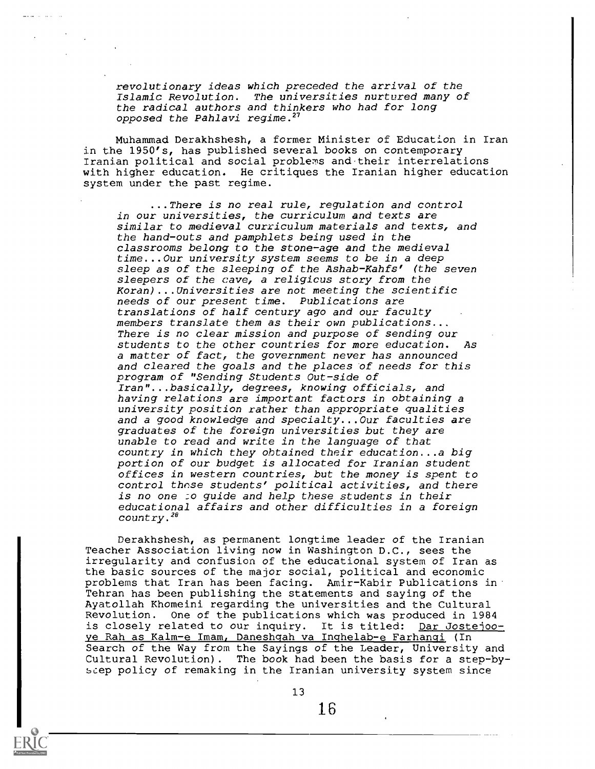*revolutionary ideas which preceded the arrival of the Islamic Revolution. The universities nurtured many of the radical authors and thinkers who had for long opposed the Pahlavi regime.*[27]

Muhammad Derakhshesh, a former Minister of Education in Iran in the 1950's, has published several books on contemporary Iranian political and social problems and their interrelations with higher education. He critiques the Iranian higher education system under the past regime.

> *...There is no real rule, regulation and control in our universities, the curriculum and texts are similar to medieval curriculum materials and texts, and the hand-outs and pamphlets being used in the classrooms belong to the stone-age and the medieval time...Our university system seems to be in a deep sleep as of the sleeping of the Ashab-Kahfs' (the seven sleepers of the cave, a religious story from the Koran)...Universities are not meeting the scientific needs of our present time. Publications are translations of half century ago and our faculty members translate them as their own publications... There is no clear mission and purpose of sending our students to the other countries for more education. As a matter of fact, the government never has announced and cleared the goals and the places of needs for this program of "Sending Students Out-side of Iran"...basically, degrees, knowing officials, and having relations are important factors in obtaining a university position rather than appropriate qualities and a good knowledge and specialty...Our faculties are graduates of the foreign universities but they are unable to read and write in the language of that country in which they obtained their education...a big portion of our budget is allocated for Iranian student offices in western countries, but the money is spent to control those students' political activities, and there is no one to guide and help these students in their educational affairs and other difficulties in a foreign country.*[28]

Derakhshesh, as permanent longtime leader of the Iranian Teacher Association living now in Washington D.C., sees the irregularity and confusion of the educational system of Iran as the basic sources of the major social, political and economic problems that Iran has been facing. Amir-Kabir Publications in Tehran has been publishing the statements and saying of the Ayatollah Khomeini regarding the universities and the Cultural Revolution. One of the publications which was produced in 1984 is closely related to our inquiry. It is titled: Dar Jostejoo-ye Rah as Kalm-e Imam, Daneshgah va Inghelab-e Farhangi (In Search of the Way from the Sayings of the Leader, University and Cultural Revolution). The book had been the basis for a step-by-step policy of remaking in the Iranian university system since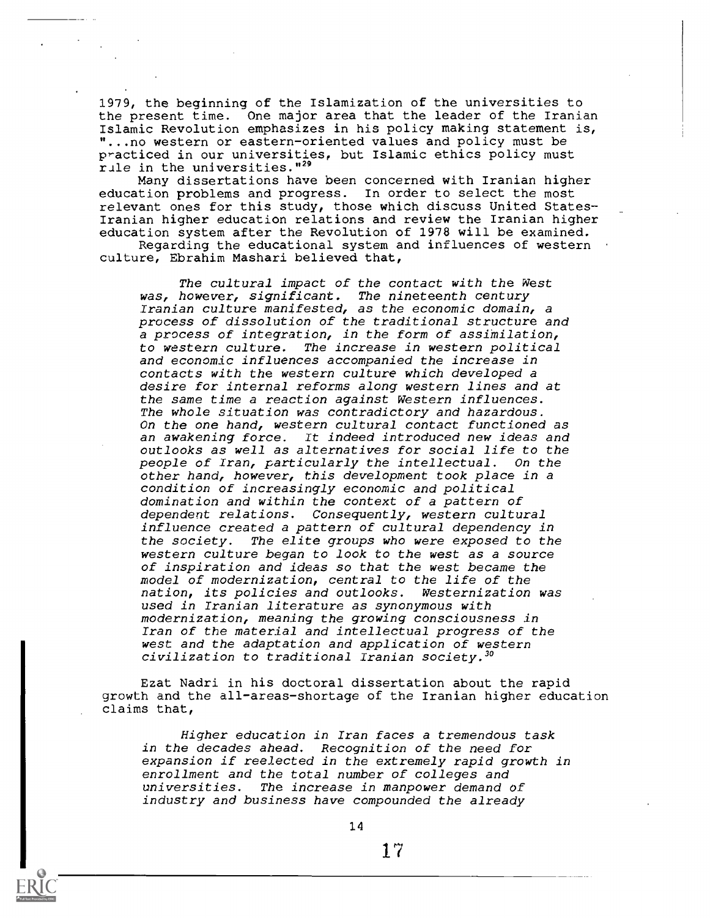1979, the beginning of the Islamization of the universities to the present time. One major area that the leader of the Iranian Islamic Revolution emphasizes in his policy making statement is, "...no western or eastern-oriented values and policy must be practiced in our universities, but Islamic ethics policy must rule in the universities."[29]

Many dissertations have been concerned with Iranian higher education problems and progress. In order to select the most relevant ones for this study, those which discuss United States-Iranian higher education relations and review the Iranian higher education system after the Revolution of 1978 will be examined.

Regarding the educational system and influences of western culture, Ebrahim Mashari believed that,

> *The cultural impact of the contact with the West was, however, significant. The nineteenth century Iranian culture manifested, as the economic domain, a process of dissolution of the traditional structure and a process of integration, in the form of assimilation, to western culture. The increase in western political and economic influences accompanied the increase in contacts with the western culture which developed a desire for internal reforms along western lines and at the same time a reaction against Western influences. The whole situation was contradictory and hazardous. On the one hand, western cultural contact functioned as an awakening force. It indeed introduced new ideas and outlooks as well as alternatives for social life to the people of Iran, particularly the intellectual. On the other hand, however, this development took place in a condition of increasingly economic and political domination and within the context of a pattern of dependent relations. Consequently, western cultural influence created a pattern of cultural dependency in the society. The elite groups who were exposed to the western culture began to look to the west as a source of inspiration and ideas so that the west became the model of modernization, central to the life of the nation, its policies and outlooks. Westernization was used in Iranian literature as synonymous with modernization, meaning the growing consciousness in Iran of the material and intellectual progress of the west and the adaptation and application of western civilization to traditional Iranian society.*[30]

Ezat Nadri in his doctoral dissertation about the rapid growth and the all-areas-shortage of the Iranian higher education claims that,

> *Higher education in Iran faces a tremendous task in the decades ahead. Recognition of the need for expansion if reelected in the extremely rapid growth in enrollment and the total number of colleges and universities. The increase in manpower demand of industry and business have compounded the already*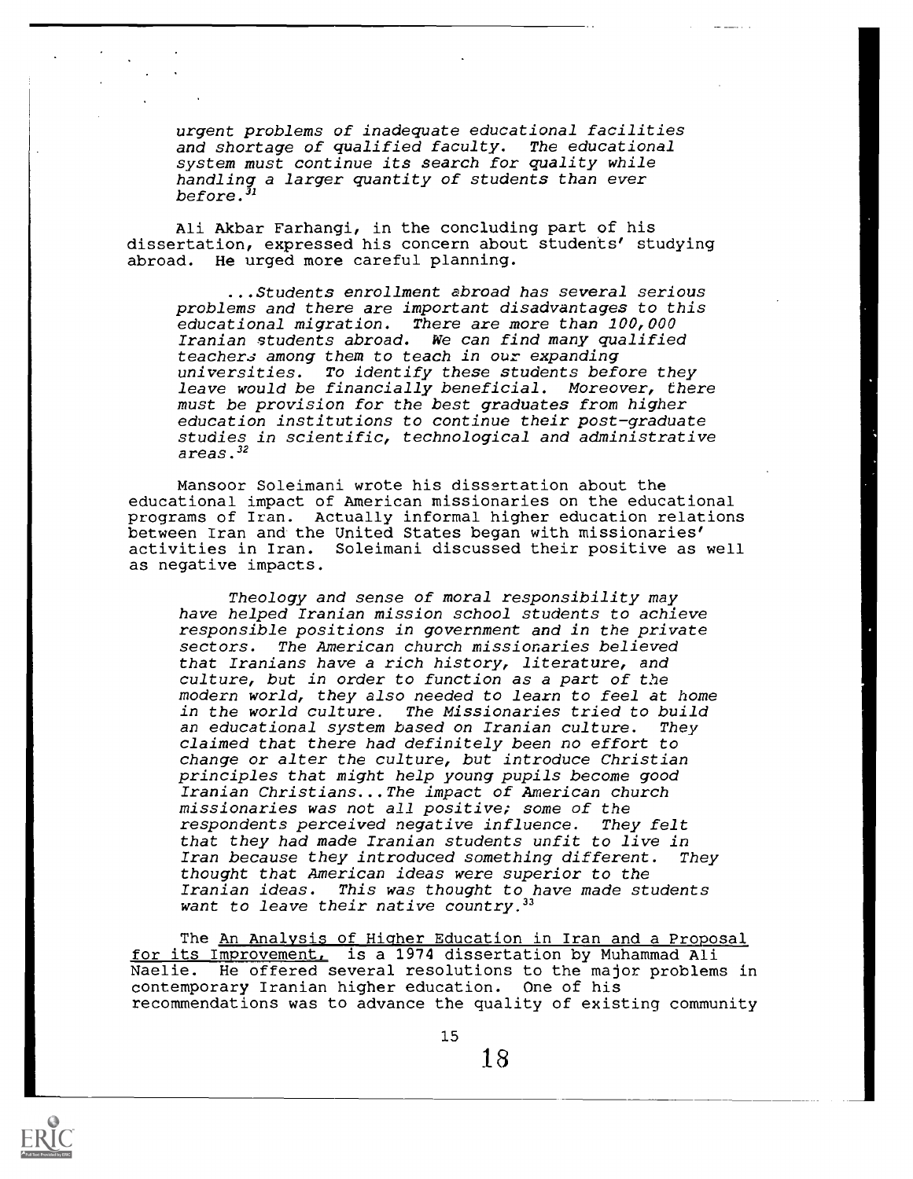*urgent problems of inadequate educational facilities and shortage of qualified faculty. The educational system must continue its search for quality while handling a larger quantity of students than ever before.*[31]

Ali Akbar Farhangi, in the concluding part of his dissertation, expressed his concern about students' studying abroad. He urged more careful planning.

> *...Students enrollment abroad has several serious problems and there are important disadvantages to this educational migration. There are more than 100,000 Iranian students abroad. We can find many qualified teachers among them to teach in our expanding universities. To identify these students before they leave would be financially beneficial. Moreover, there must be provision for the best graduates from higher education institutions to continue their post-graduate studies in scientific, technological and administrative areas.*[32]

Mansoor Soleimani wrote his dissertation about the educational impact of American missionaries on the educational programs of Iran. Actually informal higher education relations between Iran and the United States began with missionaries' activities in Iran. Soleimani discussed their positive as well as negative impacts.

> *Theology and sense of moral responsibility may have helped Iranian mission school students to achieve responsible positions in government and in the private sectors. The American church missionaries believed that Iranians have a rich history, literature, and culture, but in order to function as a part of the modern world, they also needed to learn to feel at home in the world culture. The Missionaries tried to build an educational system based on Iranian culture. They claimed that there had definitely been no effort to change or alter the culture, but introduce Christian principles that might help young pupils become good Iranian Christians...The impact of American church missionaries was not all positive; some of the respondents perceived negative influence. They felt that they had made Iranian students unfit to live in Iran because they introduced something different. They thought that American ideas were superior to the Iranian ideas. This was thought to have made students want to leave their native country.*[33]

The An Analysis of Higher Education in Iran and a Proposal for its Improvement, is a 1974 dissertation by Muhammad Ali Naelie. He offered several resolutions to the major problems in contemporary Iranian higher education. One of his recommendations was to advance the quality of existing community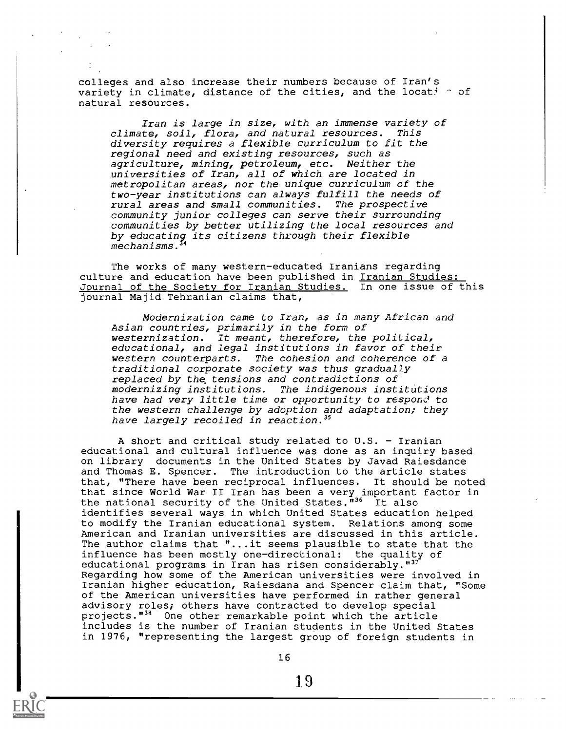colleges and also increase their numbers because of Iran's variety in climate, distance of the cities, and the locat ~ of natural resources.

> *Iran is large in size, with an immense variety of climate, soil, flora, and natural resources. This diversity requires a flexible curriculum to fit the regional need and existing resources, such as agriculture, mining, petroleum, etc. Neither the universities of Iran, all of which are located in metropolitan areas, nor the unique curriculum of the two-year institutions can always fulfill the needs of rural areas and small communities. The prospective community junior colleges can serve their surrounding communities by better utilizing the local resources and by educating its citizens through their flexible mechanisms.*[34]

The works of many western-educated Iranians regarding culture and education have been published in Iranian Studies: Journal of the Society for Iranian Studies. In one issue of this journal Majid Tehranian claims that,

> *Modernization came to Iran, as in many African and Asian countries, primarily in the form of westernization. It meant, therefore, the political, educational, and legal institutions in favor of their western counterparts. The cohesion and coherence of a traditional corporate society was thus gradually replaced by the tensions and contradictions of modernizing institutions. The indigenous institutions have had very little time or opportunity to respond to the western challenge by adoption and adaptation; they have largely recoiled in reaction.*[35]

A short and critical study related to U.S. - Iranian educational and cultural influence was done as an inquiry based on library documents in the United States by Javad Raiesdance and Thomas E. Spencer. The introduction to the article states that, "There have been reciprocal influences. It should be noted that since World War II Iran has been a very important factor in the national security of the United States."[36] It also identifies several ways in which United States education helped to modify the Iranian educational system. Relations among some American and Iranian universities are discussed in this article. The author claims that "...it seems plausible to state that the influence has been mostly one-directional: the quality of educational programs in Iran has risen considerably."[37] Regarding how some of the American universities were involved in Iranian higher education, Raiesdana and Spencer claim that, "Some of the American universities have performed in rather general advisory roles; others have contracted to develop special projects."[38] One other remarkable point which the article includes is the number of Iranian students in the United States in 1976, "representing the largest group of foreign students in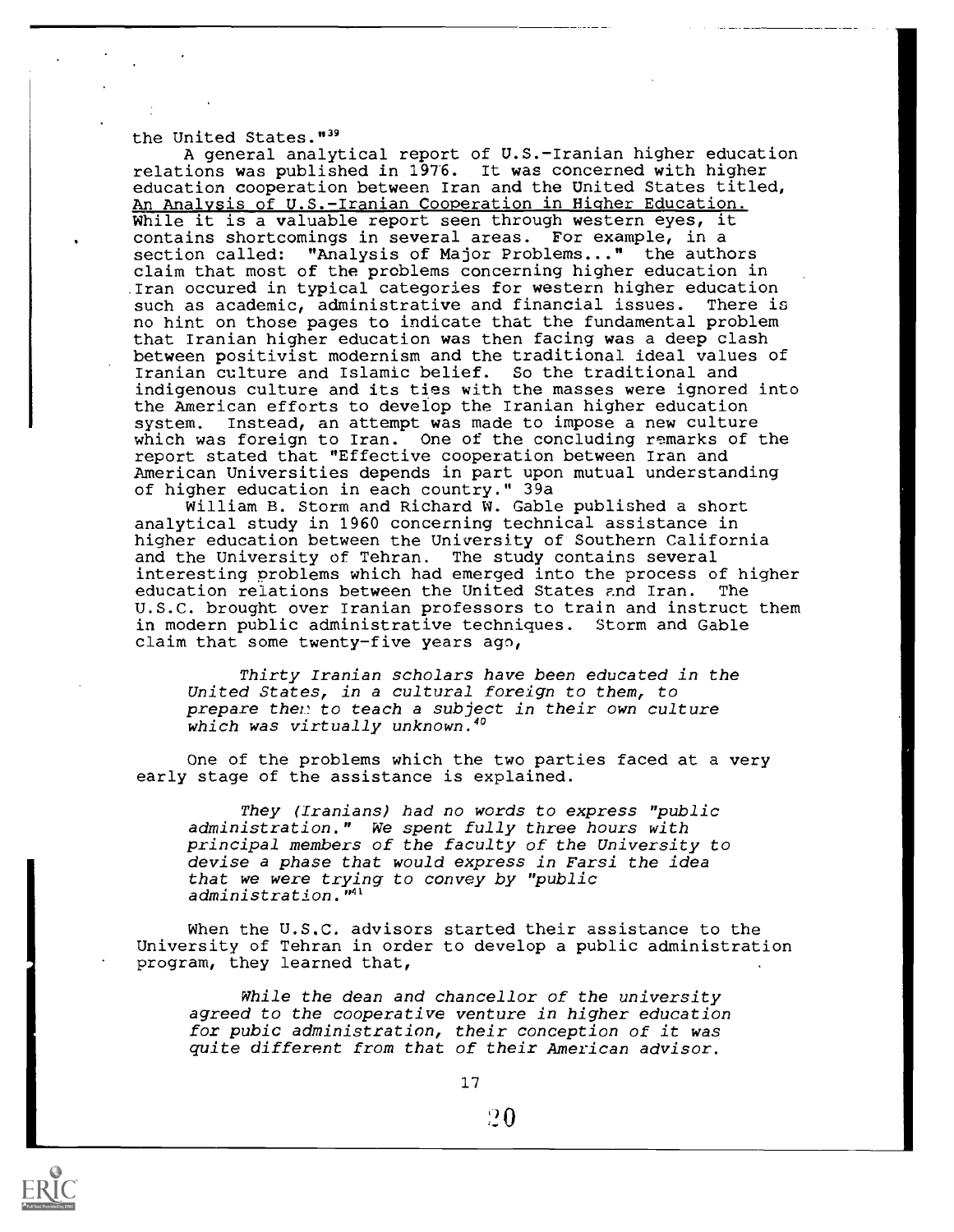the United States."[39]

A general analytical report of U.S.-Iranian higher education relations was published in 1976. It was concerned with higher education cooperation between Iran and the United States titled, An Analysis of U.S.-Iranian Cooperation in Higher Education. While it is a valuable report seen through western eyes, it contains shortcomings in several areas. For example, in a section called: "Analysis of Major Problems..." the authors claim that most of the problems concerning higher education in Iran occured in typical categories for western higher education such as academic, administrative and financial issues. There is no hint on those pages to indicate that the fundamental problem that Iranian higher education was then facing was a deep clash between positivist modernism and the traditional ideal values of Iranian culture and Islamic belief. So the traditional and indigenous culture and its ties with the masses were ignored into the American efforts to develop the Iranian higher education system. Instead, an attempt was made to impose a new culture which was foreign to Iran. One of the concluding remarks of the report stated that "Effective cooperation between Iran and American Universities depends in part upon mutual understanding of higher education in each country." 39a

William B. Storm and Richard W. Gable published a short analytical study in 1960 concerning technical assistance in higher education between the University of Southern California and the University of Tehran. The study contains several interesting problems which had emerged into the process of higher education relations between the United States and Iran. The U.S.C. brought over Iranian professors to train and instruct them in modern public administrative techniques. Storm and Gable claim that some twenty-five years ago,

> *Thirty Iranian scholars have been educated in the United States, in a cultural foreign to them, to prepare them to teach a subject in their own culture which was virtually unknown.*[40]

One of the problems which the two parties faced at a very early stage of the assistance is explained.

> *They (Iranians) had no words to express "public administration." We spent fully three hours with principal members of the faculty of the University to devise a phase that would express in Farsi the idea that we were trying to convey by "public administration."*[41]

When the U.S.C. advisors started their assistance to the University of Tehran in order to develop a public administration program, they learned that,

> *While the dean and chancellor of the university agreed to the cooperative venture in higher education for pubic administration, their conception of it was quite different from that of their American advisor.*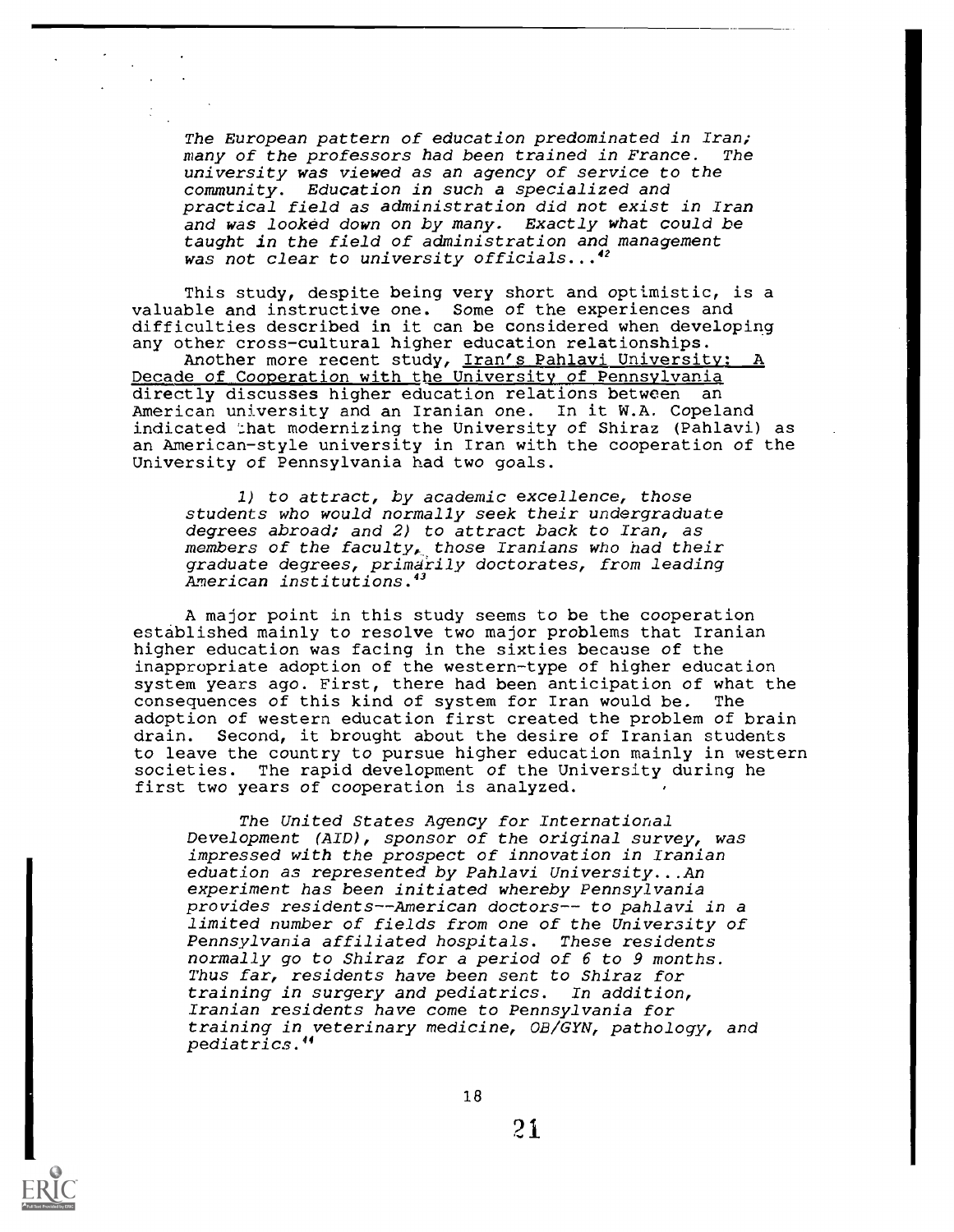> *The European pattern of education predominated in Iran; many of the professors had been trained in France. The university was viewed as an agency of service to the community. Education in such a specialized and practical field as administration did not exist in Iran and was looked down on by many. Exactly what could be taught in the field of administration and management was not clear to university officials...*[42]

This study, despite being very short and optimistic, is a valuable and instructive one. Some of the experiences and difficulties described in it can be considered when developing any other cross-cultural higher education relationships.

Another more recent study, Iran's Pahlavi University: A Decade of Cooperation with the University of Pennsylvania directly discusses higher education relations between an American university and an Iranian one. In it W.A. Copeland indicated that modernizing the University of Shiraz (Pahlavi) as an American-style university in Iran with the cooperation of the University of Pennsylvania had two goals.

> *1) to attract, by academic excellence, those students who would normally seek their undergraduate degrees abroad; and 2) to attract back to Iran, as members of the faculty, those Iranians who had their graduate degrees, primarily doctorates, from leading American institutions.*[43]

A major point in this study seems to be the cooperation established mainly to resolve two major problems that Iranian higher education was facing in the sixties because of the inappropriate adoption of the western-type of higher education system years ago. First, there had been anticipation of what the consequences of this kind of system for Iran would be. The adoption of western education first created the problem of brain drain. Second, it brought about the desire of Iranian students to leave the country to pursue higher education mainly in western societies. The rapid development of the University during he first two years of cooperation is analyzed.

> *The United States Agency for International Development (AID), sponsor of the original survey, was impressed with the prospect of innovation in Iranian eduation as represented by Pahlavi University...An experiment has been initiated whereby Pennsylvania provides residents--American doctors-- to pahlavi in a limited number of fields from one of the University of Pennsylvania affiliated hospitals. These residents normally go to Shiraz for a period of 6 to 9 months. Thus far, residents have been sent to Shiraz for training in surgery and pediatrics. In addition, Iranian residents have come to Pennsylvania for training in veterinary medicine, OB/GYN, pathology, and pediatrics.*[44]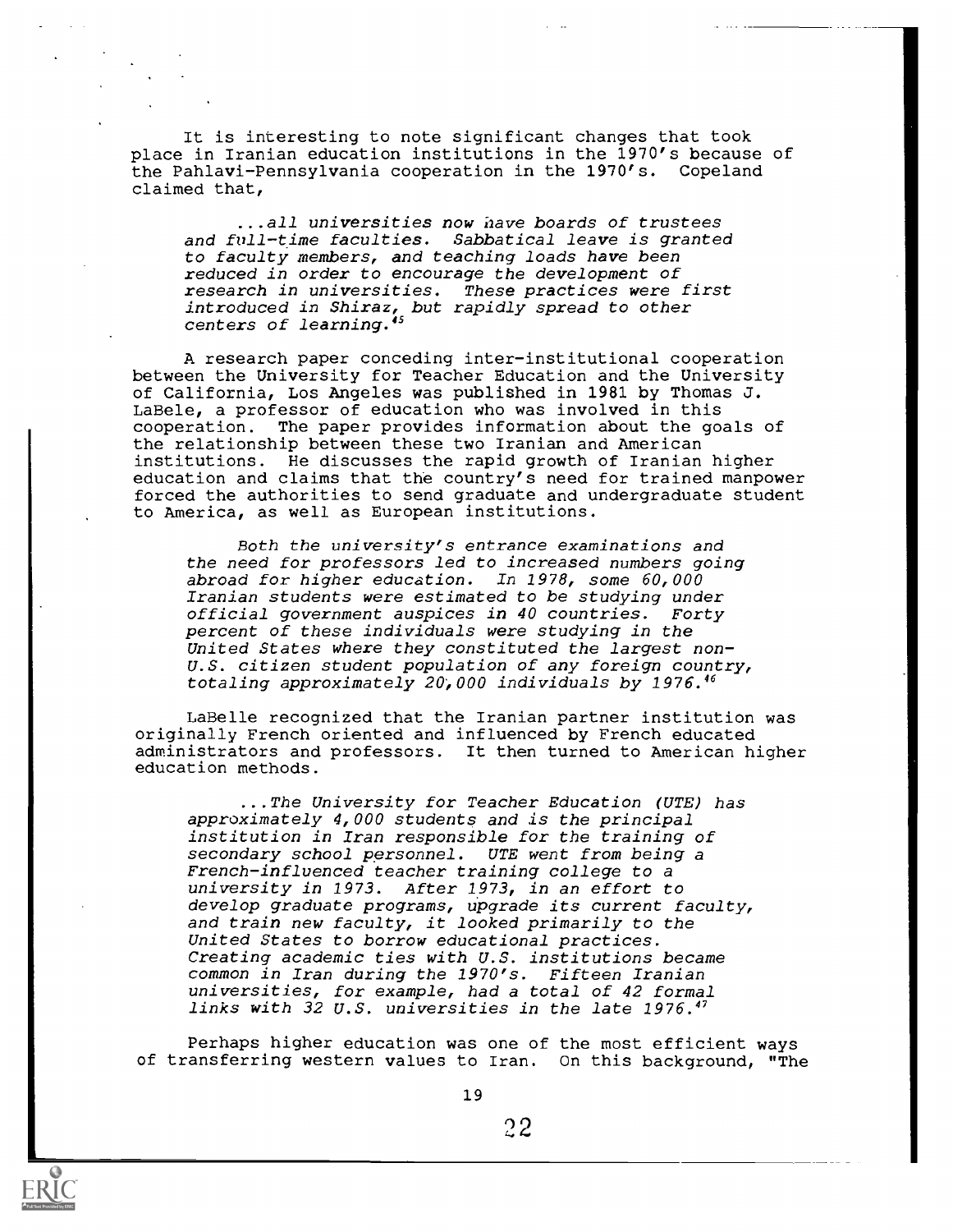It is interesting to note significant changes that took place in Iranian education institutions in the 1970's because of the Pahlavi-Pennsylvania cooperation in the 1970's. Copeland claimed that,

> *...all universities now have boards of trustees and full-time faculties. Sabbatical leave is granted to faculty members, and teaching loads have been reduced in order to encourage the development of research in universities. These practices were first introduced in Shiraz, but rapidly spread to other centers of learning.*[45]

A research paper conceding inter-institutional cooperation between the University for Teacher Education and the University of California, Los Angeles was published in 1981 by Thomas J. LaBele, a professor of education who was involved in this cooperation. The paper provides information about the goals of the relationship between these two Iranian and American institutions. He discusses the rapid growth of Iranian higher education and claims that the country's need for trained manpower forced the authorities to send graduate and undergraduate student to America, as well as European institutions.

> *Both the university's entrance examinations and the need for professors led to increased numbers going abroad for higher education. In 1978, some 60,000 Iranian students were estimated to be studying under official government auspices in 40 countries. Forty percent of these individuals were studying in the United States where they constituted the largest non-U.S. citizen student population of any foreign country, totaling approximately 20,000 individuals by 1976.*[46]

LaBelle recognized that the Iranian partner institution was originally French oriented and influenced by French educated administrators and professors. It then turned to American higher education methods.

> *...The University for Teacher Education (UTE) has approximately 4,000 students and is the principal institution in Iran responsible for the training of secondary school personnel. UTE went from being a French-influenced teacher training college to a university in 1973. After 1973, in an effort to develop graduate programs, upgrade its current faculty, and train new faculty, it looked primarily to the United States to borrow educational practices. Creating academic ties with U.S. institutions became common in Iran during the 1970's. Fifteen Iranian universities, for example, had a total of 42 formal links with 32 U.S. universities in the late 1976.*[47]

Perhaps higher education was one of the most efficient ways of transferring western values to Iran. On this background, "The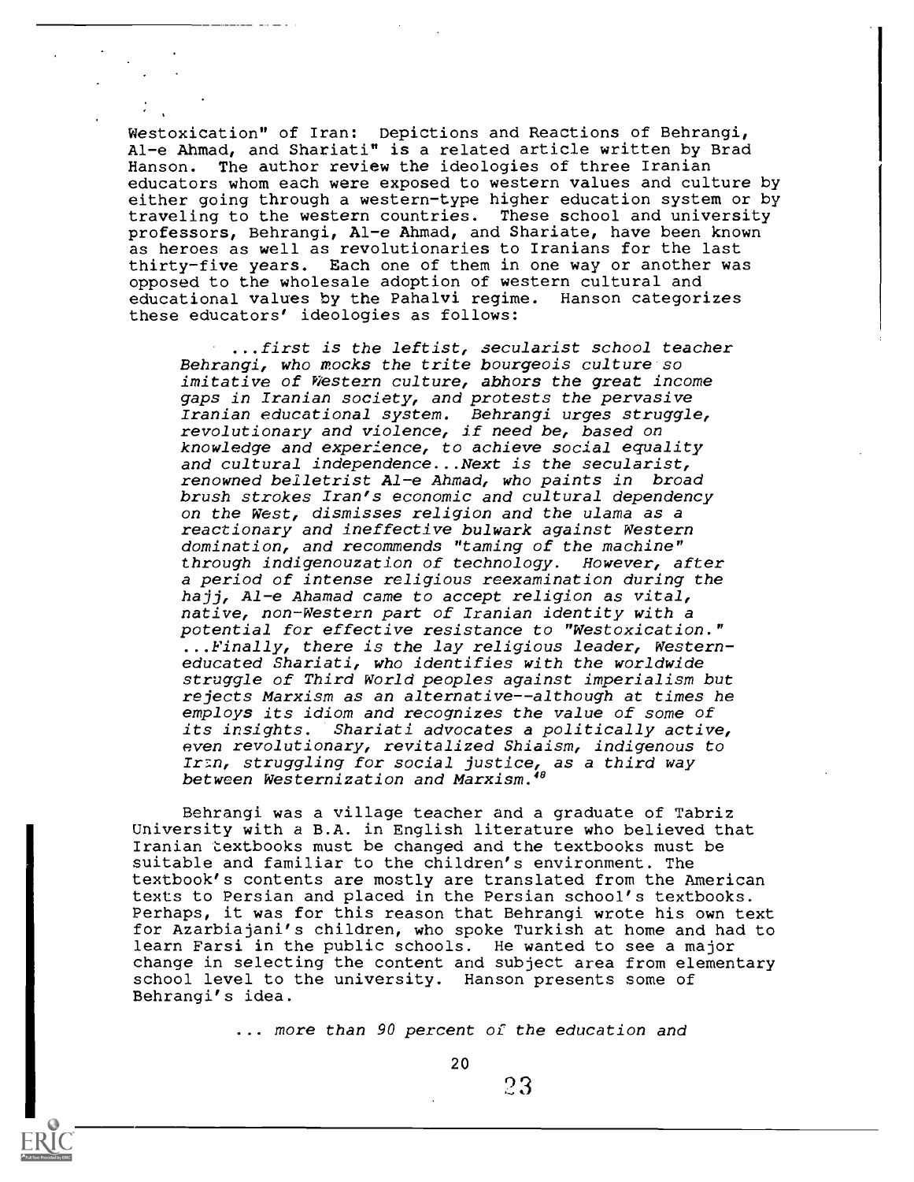Westoxication" of Iran: Depictions and Reactions of Behrangi, Al-e Ahmad, and Shariati" is a related article written by Brad Hanson. The author review the ideologies of three Iranian educators whom each were exposed to western values and culture by either going through a western-type higher education system or by traveling to the western countries. These school and university professors, Behrangi, Al-e Ahmad, and Shariate, have been known as heroes as well as revolutionaries to Iranians for the last thirty-five years. Each one of them in one way or another was opposed to the wholesale adoption of western cultural and educational values by the Pahalvi regime. Hanson categorizes these educators' ideologies as follows:

> *...first is the leftist, secularist school teacher Behrangi, who mocks the trite bourgeois culture so imitative of Western culture, abhors the great income gaps in Iranian society, and protests the pervasive Iranian educational system. Behrangi urges struggle, revolutionary and violence, if need be, based on knowledge and experience, to achieve social equality and cultural independence...Next is the secularist, renowned belletrist Al-e Ahmad, who paints in broad brush strokes Iran's economic and cultural dependency on the West, dismisses religion and the ulama as a reactionary and ineffective bulwark against Western domination, and recommends "taming of the machine" through indigenouzation of technology. However, after a period of intense religious reexamination during the hajj, Al-e Ahamad came to accept religion as vital, native, non-Western part of Iranian identity with a potential for effective resistance to "Westoxication." ...Finally, there is the lay religious leader, Western-educated Shariati, who identifies with the worldwide struggle of Third World peoples against imperialism but rejects Marxism as an alternative--although at times he employs its idiom and recognizes the value of some of its insights. Shariati advocates a politically active, even revolutionary, revitalized Shiaism, indigenous to Iran, struggling for social justice, as a third way between Westernization and Marxism.*[48]

Behrangi was a village teacher and a graduate of Tabriz University with a B.A. in English literature who believed that Iranian textbooks must be changed and the textbooks must be suitable and familiar to the children's environment. The textbook's contents are mostly are translated from the American texts to Persian and placed in the Persian school's textbooks. Perhaps, it was for this reason that Behrangi wrote his own text for Azarbiajani's children, who spoke Turkish at home and had to learn Farsi in the public schools. He wanted to see a major change in selecting the content and subject area from elementary school level to the university. Hanson presents some of Behrangi's idea.

> *... more than 90 percent of the education and*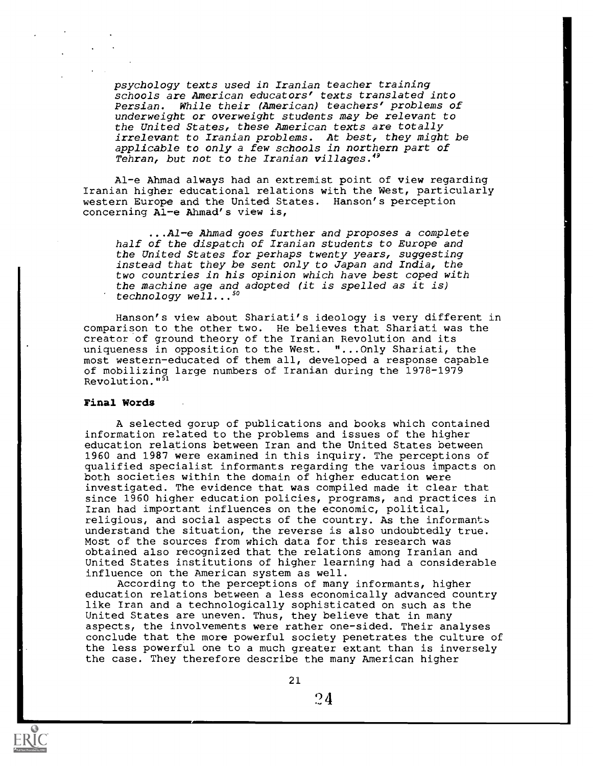*psychology texts used in Iranian teacher training schools are American educators' texts translated into Persian. While their (American) teachers' problems of underweight or overweight students may be relevant to the United States, these American texts are totally irrelevant to Iranian problems. At best, they might be applicable to only a few schools in northern part of Tehran, but not to the Iranian villages.*[49]

Al-e Ahmad always had an extremist point of view regarding Iranian higher educational relations with the West, particularly western Europe and the United States. Hanson's perception concerning Al-e Ahmad's view is,

> *...Al-e Ahmad goes further and proposes a complete half of the dispatch of Iranian students to Europe and the United States for perhaps twenty years, suggesting instead that they be sent only to Japan and India, the two countries in his opinion which have best coped with the machine age and adopted (it is spelled as it is) technology well...*[50]

Hanson's view about Shariati's ideology is very different in comparison to the other two. He believes that Shariati was the creator of ground theory of the Iranian Revolution and its uniqueness in opposition to the West. "...Only Shariati, the most western-educated of them all, developed a response capable of mobilizing large numbers of Iranian during the 1978-1979 Revolution."[51]

**Final Words**

A selected gorup of publications and books which contained information related to the problems and issues of the higher education relations between Iran and the United States between 1960 and 1987 were examined in this inquiry. The perceptions of qualified specialist informants regarding the various impacts on both societies within the domain of higher education were investigated. The evidence that was compiled made it clear that since 1960 higher education policies, programs, and practices in Iran had important influences on the economic, political, religious, and social aspects of the country. As the informants understand the situation, the reverse is also undoubtedly true. Most of the sources from which data for this research was obtained also recognized that the relations among Iranian and United States institutions of higher learning had a considerable influence on the American system as well.

According to the perceptions of many informants, higher education relations between a less economically advanced country like Iran and a technologically sophisticated on such as the United States are uneven. Thus, they believe that in many aspects, the involvements were rather one-sided. Their analyses conclude that the more powerful society penetrates the culture of the less powerful one to a much greater extant than is inversely the case. They therefore describe the many American higher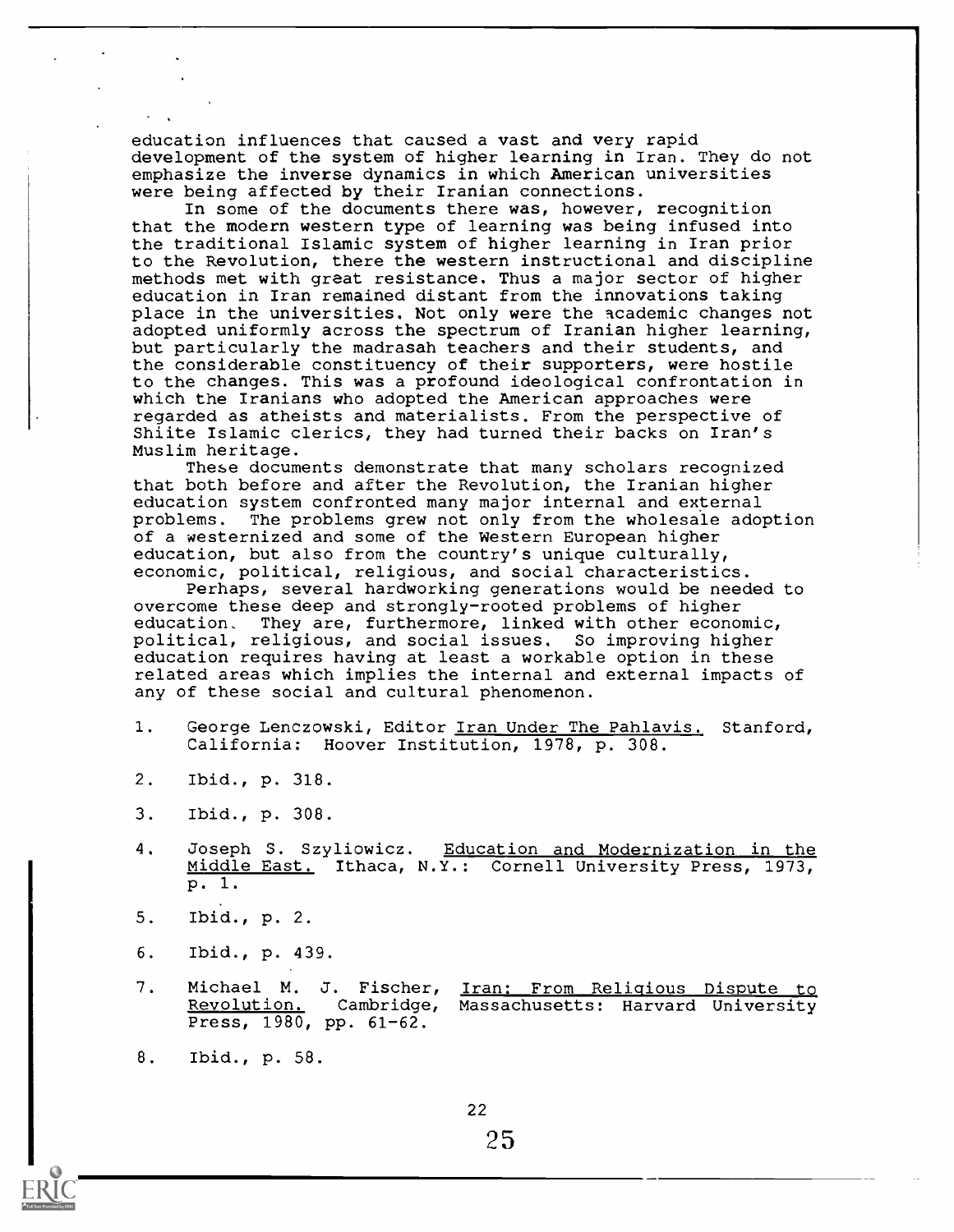education influences that caused a vast and very rapid development of the system of higher learning in Iran. They do not emphasize the inverse dynamics in which American universities were being affected by their Iranian connections.

In some of the documents there was, however, recognition that the modern western type of learning was being infused into the traditional Islamic system of higher learning in Iran prior to the Revolution, there the western instructional and discipline methods met with great resistance. Thus a major sector of higher education in Iran remained distant from the innovations taking place in the universities. Not only were the academic changes not adopted uniformly across the spectrum of Iranian higher learning, but particularly the madrasah teachers and their students, and the considerable constituency of their supporters, were hostile to the changes. This was a profound ideological confrontation in which the Iranians who adopted the American approaches were regarded as atheists and materialists. From the perspective of Shiite Islamic clerics, they had turned their backs on Iran's Muslim heritage.

These documents demonstrate that many scholars recognized that both before and after the Revolution, the Iranian higher education system confronted many major internal and external problems. The problems grew not only from the wholesale adoption of a westernized and some of the Western European higher education, but also from the country's unique culturally, economic, political, religious, and social characteristics.

Perhaps, several hardworking generations would be needed to overcome these deep and strongly-rooted problems of higher education. They are, furthermore, linked with other economic, political, religious, and social issues. So improving higher education requires having at least a workable option in these related areas which implies the internal and external impacts of any of these social and cultural phenomenon.

1. George Lenczowski, Editor Iran Under The Pahlavis. Stanford, California: Hoover Institution, 1978, p. 308.
2. Ibid., p. 318.
3. Ibid., p. 308.
4. Joseph S. Szyliowicz. Education and Modernization in the Middle East. Ithaca, N.Y.: Cornell University Press, 1973, p. 1.
5. Ibid., p. 2.
6. Ibid., p. 439.
7. Michael M. J. Fischer, Iran: From Religious Dispute to Revolution. Cambridge, Massachusetts: Harvard University Press, 1980, pp. 61-62.
8. Ibid., p. 58.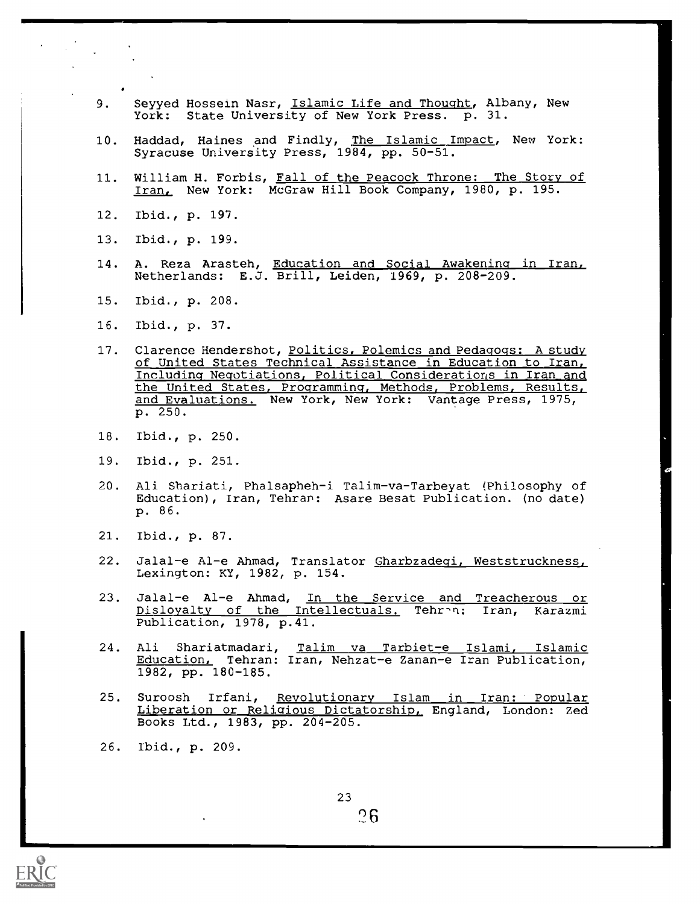9. Seyyed Hossein Nasr, Islamic Life and Thought, Albany, New York: State University of New York Press. p. 31.

10. Haddad, Haines and Findly, The Islamic Impact, New York: Syracuse University Press, 1984, pp. 50-51.

11. William H. Forbis, Fall of the Peacock Throne: The Story of Iran, New York: McGraw Hill Book Company, 1980, p. 195.

12. Ibid., p. 197.

13. Ibid., p. 199.

14. A. Reza Arasteh, Education and Social Awakening in Iran, Netherlands: E.J. Brill, Leiden, 1969, p. 208-209.

15. Ibid., p. 208.

16. Ibid., p. 37.

17. Clarence Hendershot, Politics, Polemics and Pedagogs: A study of United States Technical Assistance in Education to Iran, Including Negotiations, Political Considerations in Iran and the United States, Programming, Methods, Problems, Results, and Evaluations. New York, New York: Vantage Press, 1975, p. 250.

18. Ibid., p. 250.

19. Ibid., p. 251.

20. Ali Shariati, Phalsapheh-i Talim-va-Tarbeyat (Philosophy of Education), Iran, Tehran: Asare Besat Publication. (no date) p. 86.

21. Ibid., p. 87.

22. Jalal-e Al-e Ahmad, Translator Gharbzadegi, Weststruckness, Lexington: KY, 1982, p. 154.

23. Jalal-e Al-e Ahmad, In the Service and Treacherous or Disloyalty of the Intellectuals. Tehran: Iran, Karazmi Publication, 1978, p.41.

24. Ali Shariatmadari, Talim va Tarbiet-e Islami, Islamic Education, Tehran: Iran, Nehzat-e Zanan-e Iran Publication, 1982, pp. 180-185.

25. Suroosh Irfani, Revolutionary Islam in Iran: Popular Liberation or Religious Dictatorship, England, London: Zed Books Ltd., 1983, pp. 204-205.

26. Ibid., p. 209.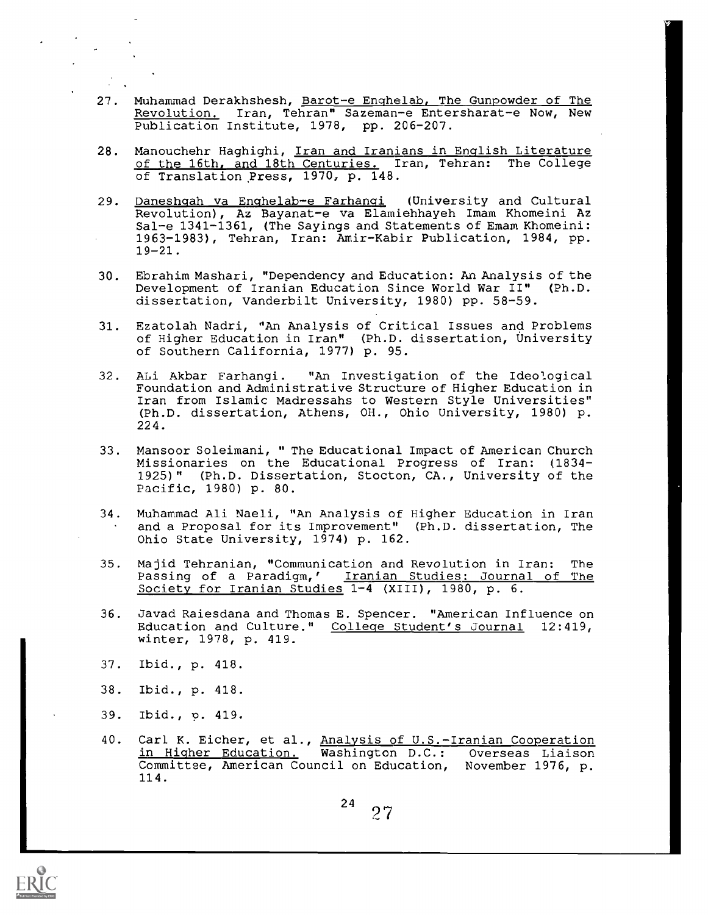27. Muhammad Derakhshesh, Barot-e Enghelab, The Gunpowder of The Revolution. Iran, Tehran" Sazeman-e Entersharat-e Now, New Publication Institute, 1978, pp. 206-207.

28. Manouchehr Haghighi, Iran and Iranians in English Literature of the 16th, and 18th Centuries. Iran, Tehran: The College of Translation Press, 1970, p. 148.

29. Daneshgah va Enghelab-e Farhangi (University and Cultural Revolution), Az Bayanat-e va Elamiehhayeh Imam Khomeini Az Sal-e 1341-1361, (The Sayings and Statements of Emam Khomeini: 1963-1983), Tehran, Iran: Amir-Kabir Publication, 1984, pp. 19-21.

30. Ebrahim Mashari, "Dependency and Education: An Analysis of the Development of Iranian Education Since World War II" (Ph.D. dissertation, Vanderbilt University, 1980) pp. 58-59.

31. Ezatolah Nadri, "An Analysis of Critical Issues and Problems of Higher Education in Iran" (Ph.D. dissertation, University of Southern California, 1977) p. 95.

32. ALi Akbar Farhangi. "An Investigation of the Ideological Foundation and Administrative Structure of Higher Education in Iran from Islamic Madressahs to Western Style Universities" (Ph.D. dissertation, Athens, OH., Ohio University, 1980) p. 224.

33. Mansoor Soleimani, " The Educational Impact of American Church Missionaries on the Educational Progress of Iran: (1834-1925)" (Ph.D. Dissertation, Stocton, CA., University of the Pacific, 1980) p. 80.

34. Muhammad Ali Naeli, "An Analysis of Higher Education in Iran and a Proposal for its Improvement" (Ph.D. dissertation, The Ohio State University, 1974) p. 162.

35. Majid Tehranian, "Communication and Revolution in Iran: The Passing of a Paradigm,' Iranian Studies: Journal of The Society for Iranian Studies 1-4 (XIII), 1980, p. 6.

36. Javad Raiesdana and Thomas E. Spencer. "American Influence on Education and Culture." College Student's Journal 12:419, winter, 1978, p. 419.

37. Ibid., p. 418.

38. Ibid., p. 418.

39. Ibid., p. 419.

40. Carl K. Eicher, et al., Analysis of U.S.-Iranian Cooperation in Higher Education. Washington D.C.: Overseas Liaison Committee, American Council on Education, November 1976, p. 114.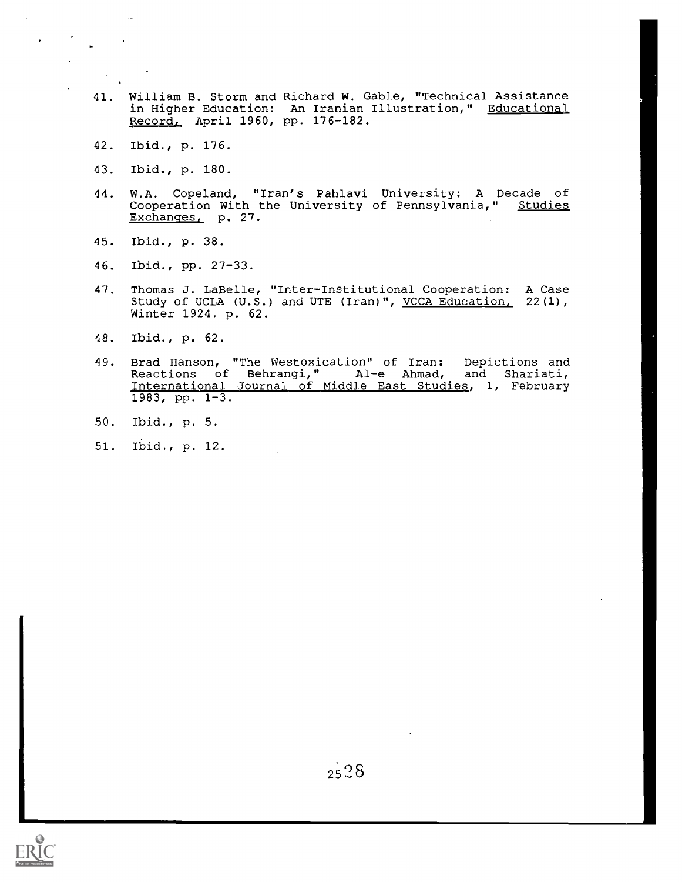41. William B. Storm and Richard W. Gable, "Technical Assistance in Higher Education: An Iranian Illustration," Educational Record, April 1960, pp. 176-182.

42. Ibid., p. 176.

43. Ibid., p. 180.

44. W.A. Copeland, "Iran's Pahlavi University: A Decade of Cooperation With the University of Pennsylvania," Studies Exchanges, p. 27.

45. Ibid., p. 38.

46. Ibid., pp. 27-33.

47. Thomas J. LaBelle, "Inter-Institutional Cooperation: A Case Study of UCLA (U.S.) and UTE (Iran)", VCCA Education, 22(1), Winter 1924. p. 62.

48. Ibid., p. 62.

49. Brad Hanson, "The Westoxication" of Iran: Depictions and Reactions of Behrangi," Al-e Ahmad, and Shariati, International Journal of Middle East Studies, 1, February 1983, pp. 1-3.

50. Ibid., p. 5.

51. Ibid., p. 12.